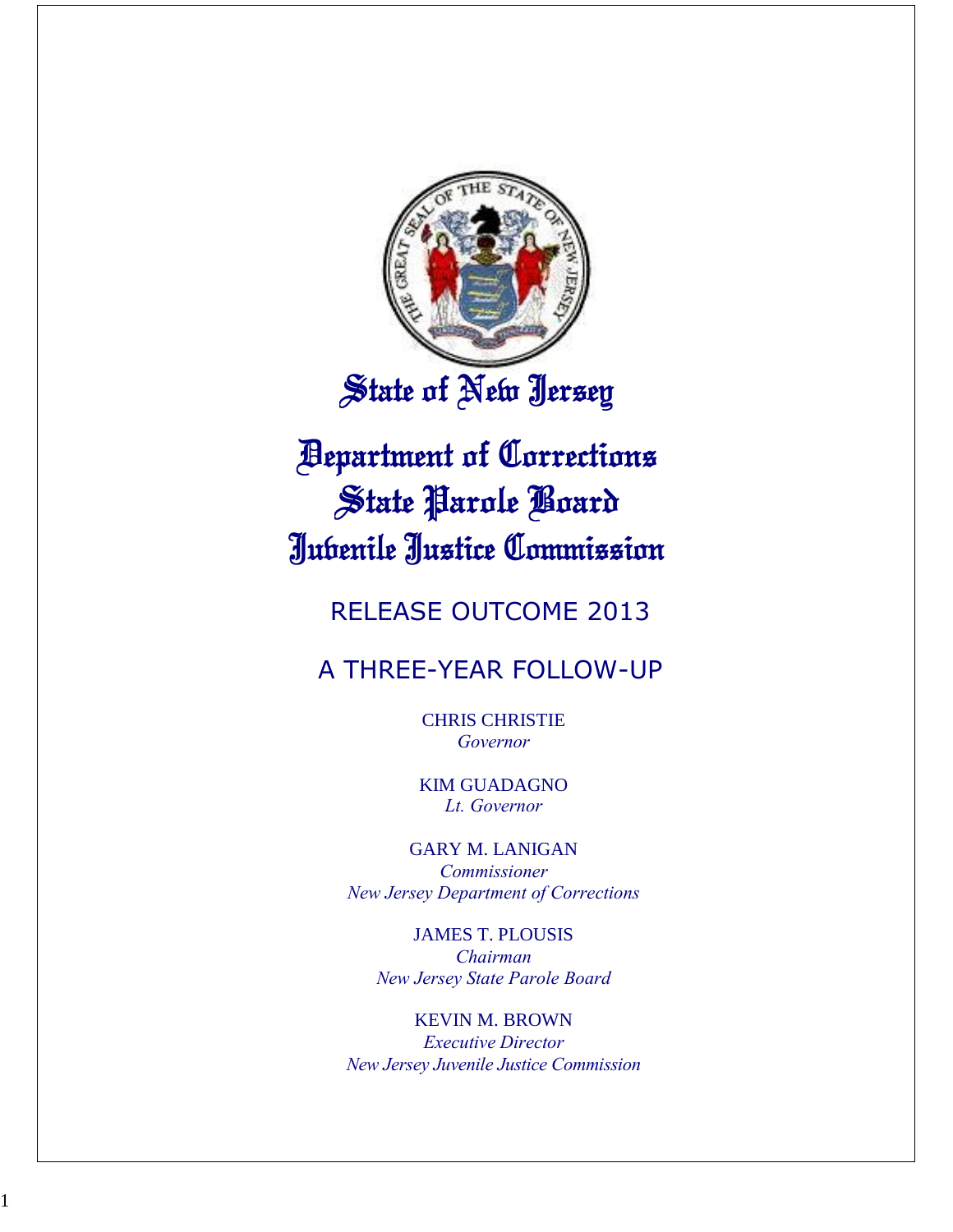# State of New Jersey

# Department of Corrections
# State Parole Board
# Juvenile Justice Commission

## RELEASE OUTCOME 2013

## A THREE-YEAR FOLLOW-UP

CHRIS CHRISTIE
*Governor*

KIM GUADAGNO
*Lt. Governor*

GARY M. LANIGAN
*Commissioner*
*New Jersey Department of Corrections*

JAMES T. PLOUSIS
*Chairman*
*New Jersey State Parole Board*

KEVIN M. BROWN
*Executive Director*
*New Jersey Juvenile Justice Commission*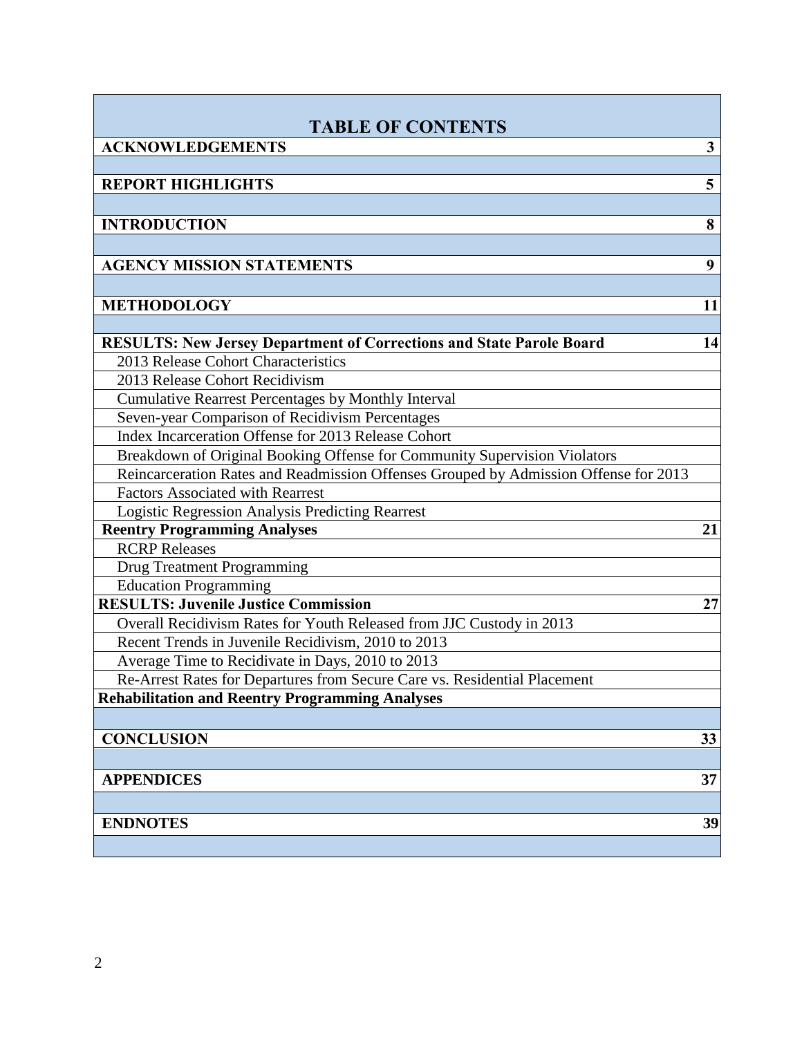# TABLE OF CONTENTS

| Section | Page |
|---|---|
| **ACKNOWLEDGEMENTS** | **3** |
| **REPORT HIGHLIGHTS** | **5** |
| **INTRODUCTION** | **8** |
| **AGENCY MISSION STATEMENTS** | **9** |
| **METHODOLOGY** | **11** |
| **RESULTS: New Jersey Department of Corrections and State Parole Board** | **14** |
| 2013 Release Cohort Characteristics | |
| 2013 Release Cohort Recidivism | |
| Cumulative Rearrest Percentages by Monthly Interval | |
| Seven-year Comparison of Recidivism Percentages | |
| Index Incarceration Offense for 2013 Release Cohort | |
| Breakdown of Original Booking Offense for Community Supervision Violators | |
| Reincarceration Rates and Readmission Offenses Grouped by Admission Offense for 2013 | |
| Factors Associated with Rearrest | |
| Logistic Regression Analysis Predicting Rearrest | |
| **Reentry Programming Analyses** | **21** |
| RCRP Releases | |
| Drug Treatment Programming | |
| Education Programming | |
| **RESULTS: Juvenile Justice Commission** | **27** |
| Overall Recidivism Rates for Youth Released from JJC Custody in 2013 | |
| Recent Trends in Juvenile Recidivism, 2010 to 2013 | |
| Average Time to Recidivate in Days, 2010 to 2013 | |
| Re-Arrest Rates for Departures from Secure Care vs. Residential Placement | |
| **Rehabilitation and Reentry Programming Analyses** | |
| **CONCLUSION** | **33** |
| **APPENDICES** | **37** |
| **ENDNOTES** | **39** |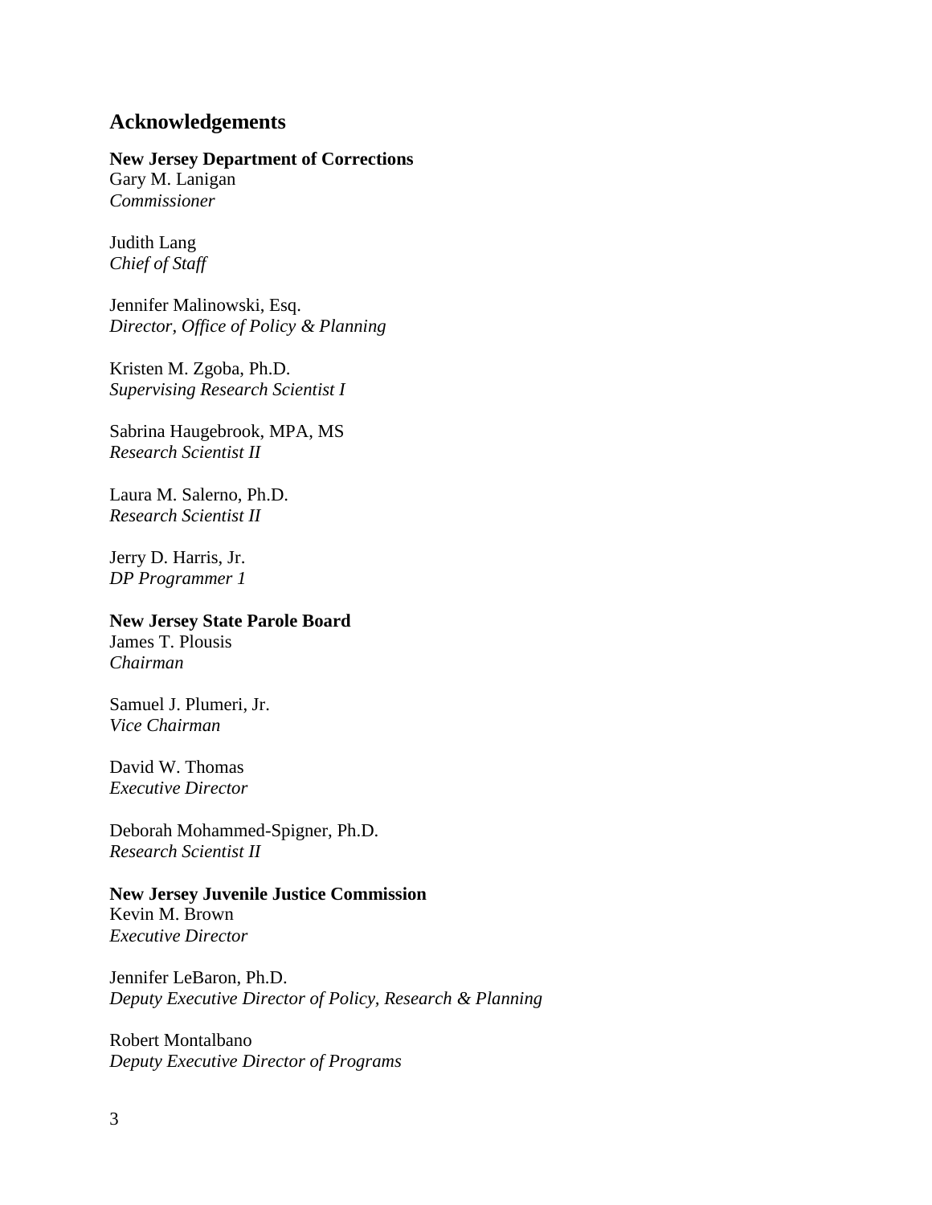## Acknowledgements

**New Jersey Department of Corrections**
Gary M. Lanigan
*Commissioner*

Judith Lang
*Chief of Staff*

Jennifer Malinowski, Esq.
*Director, Office of Policy & Planning*

Kristen M. Zgoba, Ph.D.
*Supervising Research Scientist I*

Sabrina Haugebrook, MPA, MS
*Research Scientist II*

Laura M. Salerno, Ph.D.
*Research Scientist II*

Jerry D. Harris, Jr.
*DP Programmer 1*

**New Jersey State Parole Board**
James T. Plousis
*Chairman*

Samuel J. Plumeri, Jr.
*Vice Chairman*

David W. Thomas
*Executive Director*

Deborah Mohammed-Spigner, Ph.D.
*Research Scientist II*

**New Jersey Juvenile Justice Commission**
Kevin M. Brown
*Executive Director*

Jennifer LeBaron, Ph.D.
*Deputy Executive Director of Policy, Research & Planning*

Robert Montalbano
*Deputy Executive Director of Programs*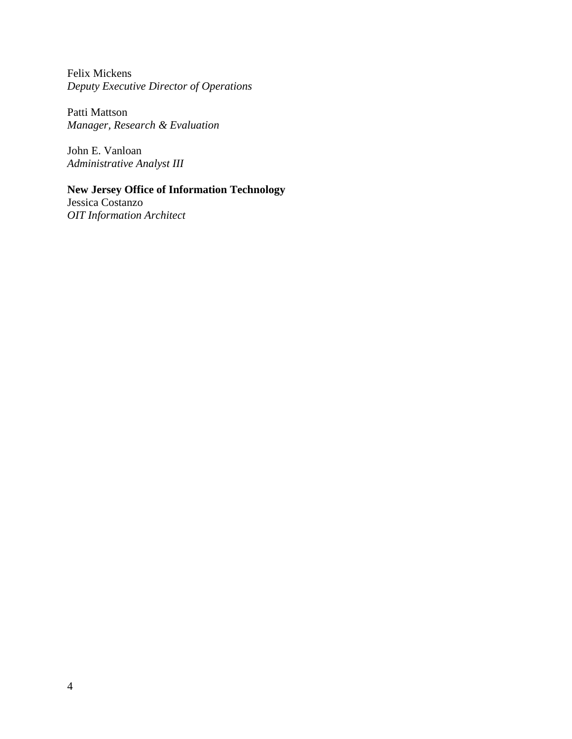Felix Mickens
*Deputy Executive Director of Operations*

Patti Mattson
*Manager, Research & Evaluation*

John E. Vanloan
*Administrative Analyst III*

**New Jersey Office of Information Technology**
Jessica Costanzo
*OIT Information Architect*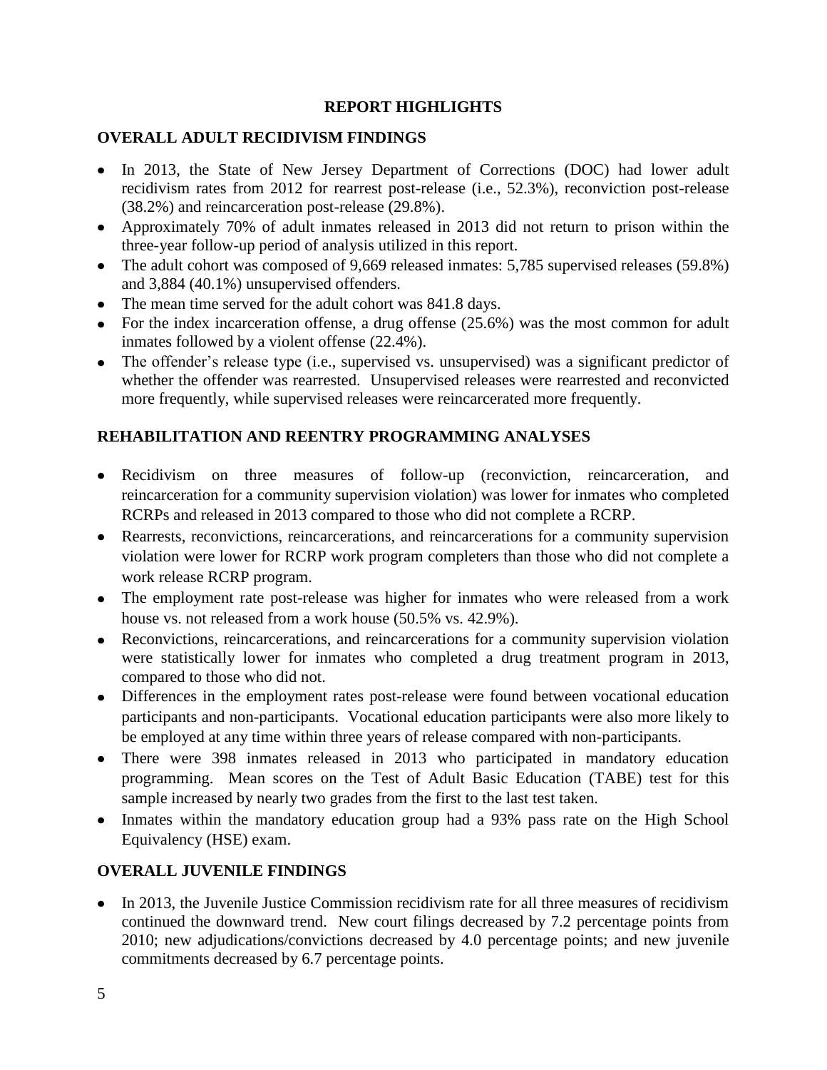## REPORT HIGHLIGHTS

### OVERALL ADULT RECIDIVISM FINDINGS

- In 2013, the State of New Jersey Department of Corrections (DOC) had lower adult recidivism rates from 2012 for rearrest post-release (i.e., 52.3%), reconviction post-release (38.2%) and reincarceration post-release (29.8%).
- Approximately 70% of adult inmates released in 2013 did not return to prison within the three-year follow-up period of analysis utilized in this report.
- The adult cohort was composed of 9,669 released inmates: 5,785 supervised releases (59.8%) and 3,884 (40.1%) unsupervised offenders.
- The mean time served for the adult cohort was 841.8 days.
- For the index incarceration offense, a drug offense (25.6%) was the most common for adult inmates followed by a violent offense (22.4%).
- The offender's release type (i.e., supervised vs. unsupervised) was a significant predictor of whether the offender was rearrested. Unsupervised releases were rearrested and reconvicted more frequently, while supervised releases were reincarcerated more frequently.

### REHABILITATION AND REENTRY PROGRAMMING ANALYSES

- Recidivism on three measures of follow-up (reconviction, reincarceration, and reincarceration for a community supervision violation) was lower for inmates who completed RCRPs and released in 2013 compared to those who did not complete a RCRP.
- Rearrests, reconvictions, reincarcerations, and reincarcerations for a community supervision violation were lower for RCRP work program completers than those who did not complete a work release RCRP program.
- The employment rate post-release was higher for inmates who were released from a work house vs. not released from a work house (50.5% vs. 42.9%).
- Reconvictions, reincarcerations, and reincarcerations for a community supervision violation were statistically lower for inmates who completed a drug treatment program in 2013, compared to those who did not.
- Differences in the employment rates post-release were found between vocational education participants and non-participants. Vocational education participants were also more likely to be employed at any time within three years of release compared with non-participants.
- There were 398 inmates released in 2013 who participated in mandatory education programming. Mean scores on the Test of Adult Basic Education (TABE) test for this sample increased by nearly two grades from the first to the last test taken.
- Inmates within the mandatory education group had a 93% pass rate on the High School Equivalency (HSE) exam.

### OVERALL JUVENILE FINDINGS

- In 2013, the Juvenile Justice Commission recidivism rate for all three measures of recidivism continued the downward trend. New court filings decreased by 7.2 percentage points from 2010; new adjudications/convictions decreased by 4.0 percentage points; and new juvenile commitments decreased by 6.7 percentage points.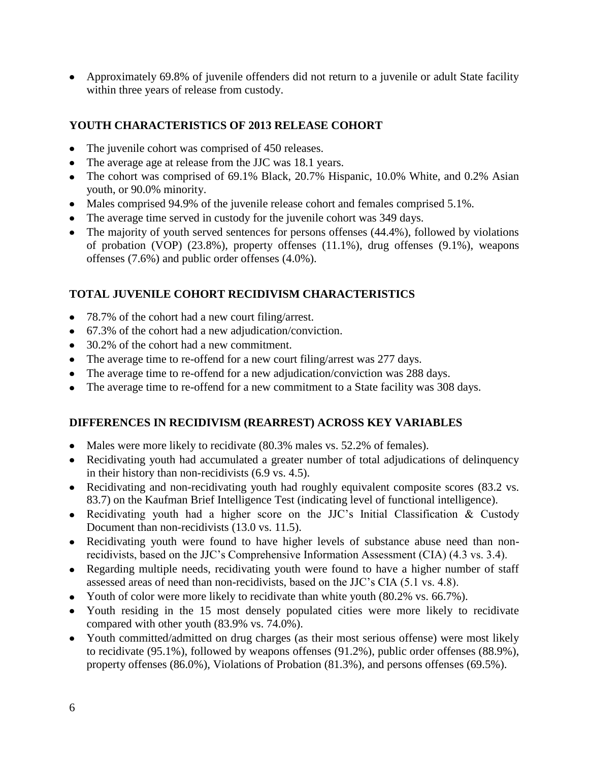- Approximately 69.8% of juvenile offenders did not return to a juvenile or adult State facility within three years of release from custody.

## YOUTH CHARACTERISTICS OF 2013 RELEASE COHORT

- The juvenile cohort was comprised of 450 releases.
- The average age at release from the JJC was 18.1 years.
- The cohort was comprised of 69.1% Black, 20.7% Hispanic, 10.0% White, and 0.2% Asian youth, or 90.0% minority.
- Males comprised 94.9% of the juvenile release cohort and females comprised 5.1%.
- The average time served in custody for the juvenile cohort was 349 days.
- The majority of youth served sentences for persons offenses (44.4%), followed by violations of probation (VOP) (23.8%), property offenses (11.1%), drug offenses (9.1%), weapons offenses (7.6%) and public order offenses (4.0%).

## TOTAL JUVENILE COHORT RECIDIVISM CHARACTERISTICS

- 78.7% of the cohort had a new court filing/arrest.
- 67.3% of the cohort had a new adjudication/conviction.
- 30.2% of the cohort had a new commitment.
- The average time to re-offend for a new court filing/arrest was 277 days.
- The average time to re-offend for a new adjudication/conviction was 288 days.
- The average time to re-offend for a new commitment to a State facility was 308 days.

## DIFFERENCES IN RECIDIVISM (REARREST) ACROSS KEY VARIABLES

- Males were more likely to recidivate (80.3% males vs. 52.2% of females).
- Recidivating youth had accumulated a greater number of total adjudications of delinquency in their history than non-recidivists (6.9 vs. 4.5).
- Recidivating and non-recidivating youth had roughly equivalent composite scores (83.2 vs. 83.7) on the Kaufman Brief Intelligence Test (indicating level of functional intelligence).
- Recidivating youth had a higher score on the JJC's Initial Classification & Custody Document than non-recidivists (13.0 vs. 11.5).
- Recidivating youth were found to have higher levels of substance abuse need than non-recidivists, based on the JJC's Comprehensive Information Assessment (CIA) (4.3 vs. 3.4).
- Regarding multiple needs, recidivating youth were found to have a higher number of staff assessed areas of need than non-recidivists, based on the JJC's CIA (5.1 vs. 4.8).
- Youth of color were more likely to recidivate than white youth (80.2% vs. 66.7%).
- Youth residing in the 15 most densely populated cities were more likely to recidivate compared with other youth (83.9% vs. 74.0%).
- Youth committed/admitted on drug charges (as their most serious offense) were most likely to recidivate (95.1%), followed by weapons offenses (91.2%), public order offenses (88.9%), property offenses (86.0%), Violations of Probation (81.3%), and persons offenses (69.5%).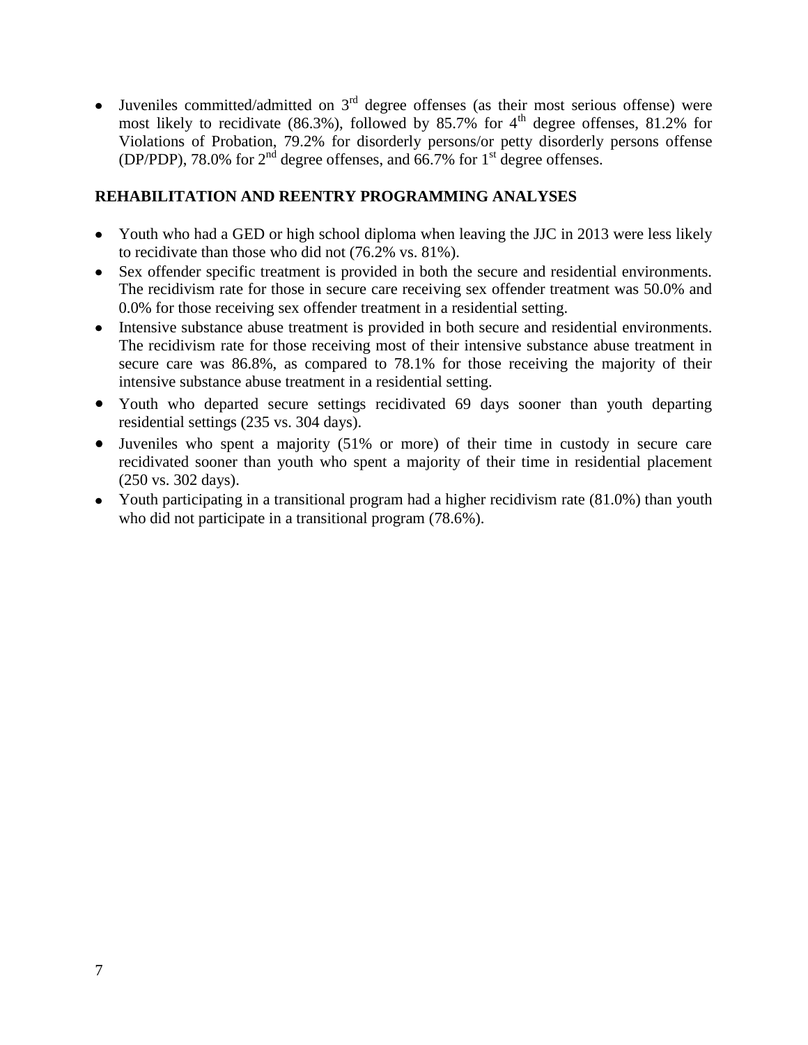- Juveniles committed/admitted on 3rd degree offenses (as their most serious offense) were most likely to recidivate (86.3%), followed by 85.7% for 4th degree offenses, 81.2% for Violations of Probation, 79.2% for disorderly persons/or petty disorderly persons offense (DP/PDP), 78.0% for 2nd degree offenses, and 66.7% for 1st degree offenses.

## REHABILITATION AND REENTRY PROGRAMMING ANALYSES

- Youth who had a GED or high school diploma when leaving the JJC in 2013 were less likely to recidivate than those who did not (76.2% vs. 81%).
- Sex offender specific treatment is provided in both the secure and residential environments. The recidivism rate for those in secure care receiving sex offender treatment was 50.0% and 0.0% for those receiving sex offender treatment in a residential setting.
- Intensive substance abuse treatment is provided in both secure and residential environments. The recidivism rate for those receiving most of their intensive substance abuse treatment in secure care was 86.8%, as compared to 78.1% for those receiving the majority of their intensive substance abuse treatment in a residential setting.
- Youth who departed secure settings recidivated 69 days sooner than youth departing residential settings (235 vs. 304 days).
- Juveniles who spent a majority (51% or more) of their time in custody in secure care recidivated sooner than youth who spent a majority of their time in residential placement (250 vs. 302 days).
- Youth participating in a transitional program had a higher recidivism rate (81.0%) than youth who did not participate in a transitional program (78.6%).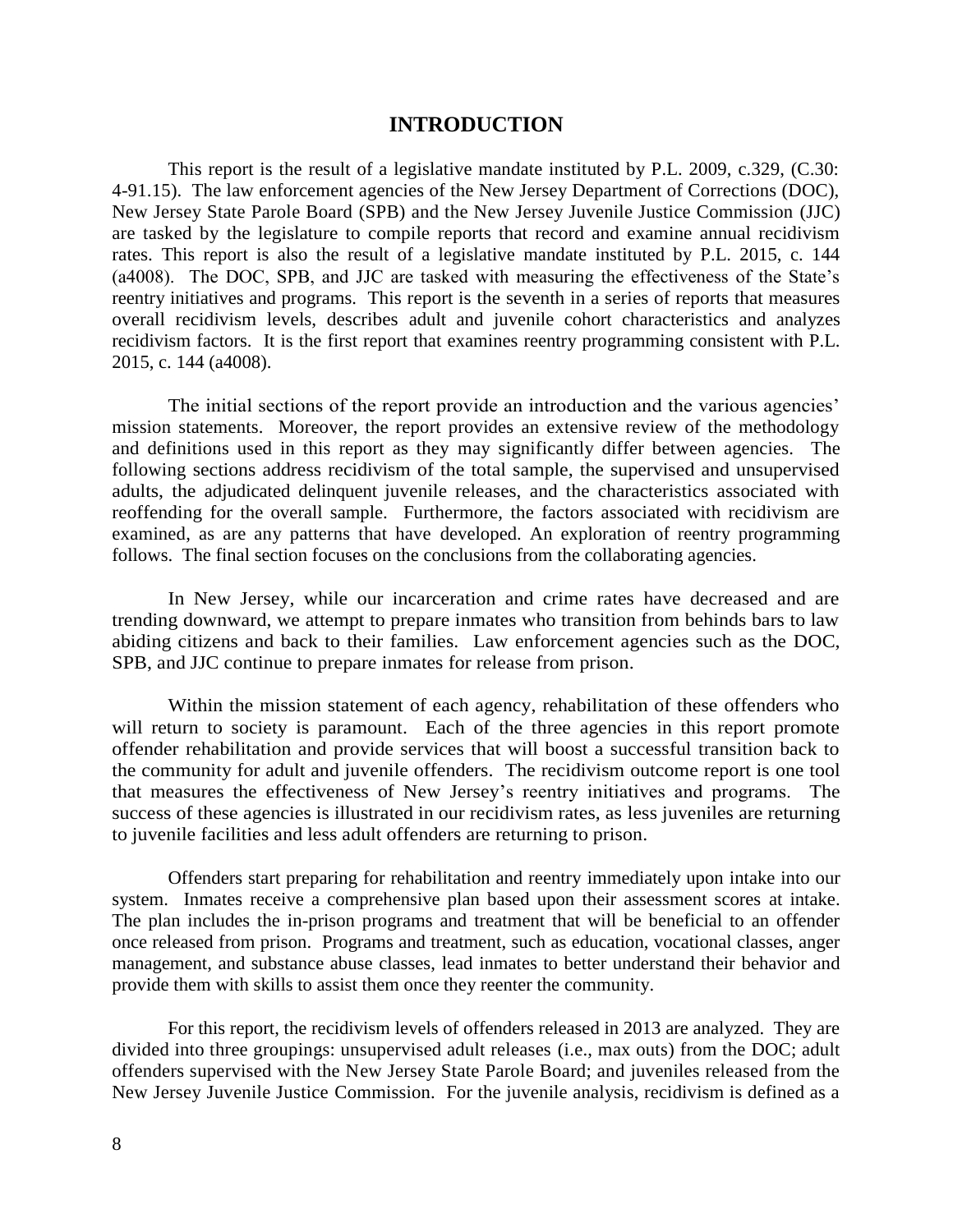# INTRODUCTION

This report is the result of a legislative mandate instituted by P.L. 2009, c.329, (C.30: 4-91.15). The law enforcement agencies of the New Jersey Department of Corrections (DOC), New Jersey State Parole Board (SPB) and the New Jersey Juvenile Justice Commission (JJC) are tasked by the legislature to compile reports that record and examine annual recidivism rates. This report is also the result of a legislative mandate instituted by P.L. 2015, c. 144 (a4008). The DOC, SPB, and JJC are tasked with measuring the effectiveness of the State's reentry initiatives and programs. This report is the seventh in a series of reports that measures overall recidivism levels, describes adult and juvenile cohort characteristics and analyzes recidivism factors. It is the first report that examines reentry programming consistent with P.L. 2015, c. 144 (a4008).

The initial sections of the report provide an introduction and the various agencies' mission statements. Moreover, the report provides an extensive review of the methodology and definitions used in this report as they may significantly differ between agencies. The following sections address recidivism of the total sample, the supervised and unsupervised adults, the adjudicated delinquent juvenile releases, and the characteristics associated with reoffending for the overall sample. Furthermore, the factors associated with recidivism are examined, as are any patterns that have developed. An exploration of reentry programming follows. The final section focuses on the conclusions from the collaborating agencies.

In New Jersey, while our incarceration and crime rates have decreased and are trending downward, we attempt to prepare inmates who transition from behinds bars to law abiding citizens and back to their families. Law enforcement agencies such as the DOC, SPB, and JJC continue to prepare inmates for release from prison.

Within the mission statement of each agency, rehabilitation of these offenders who will return to society is paramount. Each of the three agencies in this report promote offender rehabilitation and provide services that will boost a successful transition back to the community for adult and juvenile offenders. The recidivism outcome report is one tool that measures the effectiveness of New Jersey's reentry initiatives and programs. The success of these agencies is illustrated in our recidivism rates, as less juveniles are returning to juvenile facilities and less adult offenders are returning to prison.

Offenders start preparing for rehabilitation and reentry immediately upon intake into our system. Inmates receive a comprehensive plan based upon their assessment scores at intake. The plan includes the in-prison programs and treatment that will be beneficial to an offender once released from prison. Programs and treatment, such as education, vocational classes, anger management, and substance abuse classes, lead inmates to better understand their behavior and provide them with skills to assist them once they reenter the community.

For this report, the recidivism levels of offenders released in 2013 are analyzed. They are divided into three groupings: unsupervised adult releases (i.e., max outs) from the DOC; adult offenders supervised with the New Jersey State Parole Board; and juveniles released from the New Jersey Juvenile Justice Commission. For the juvenile analysis, recidivism is defined as a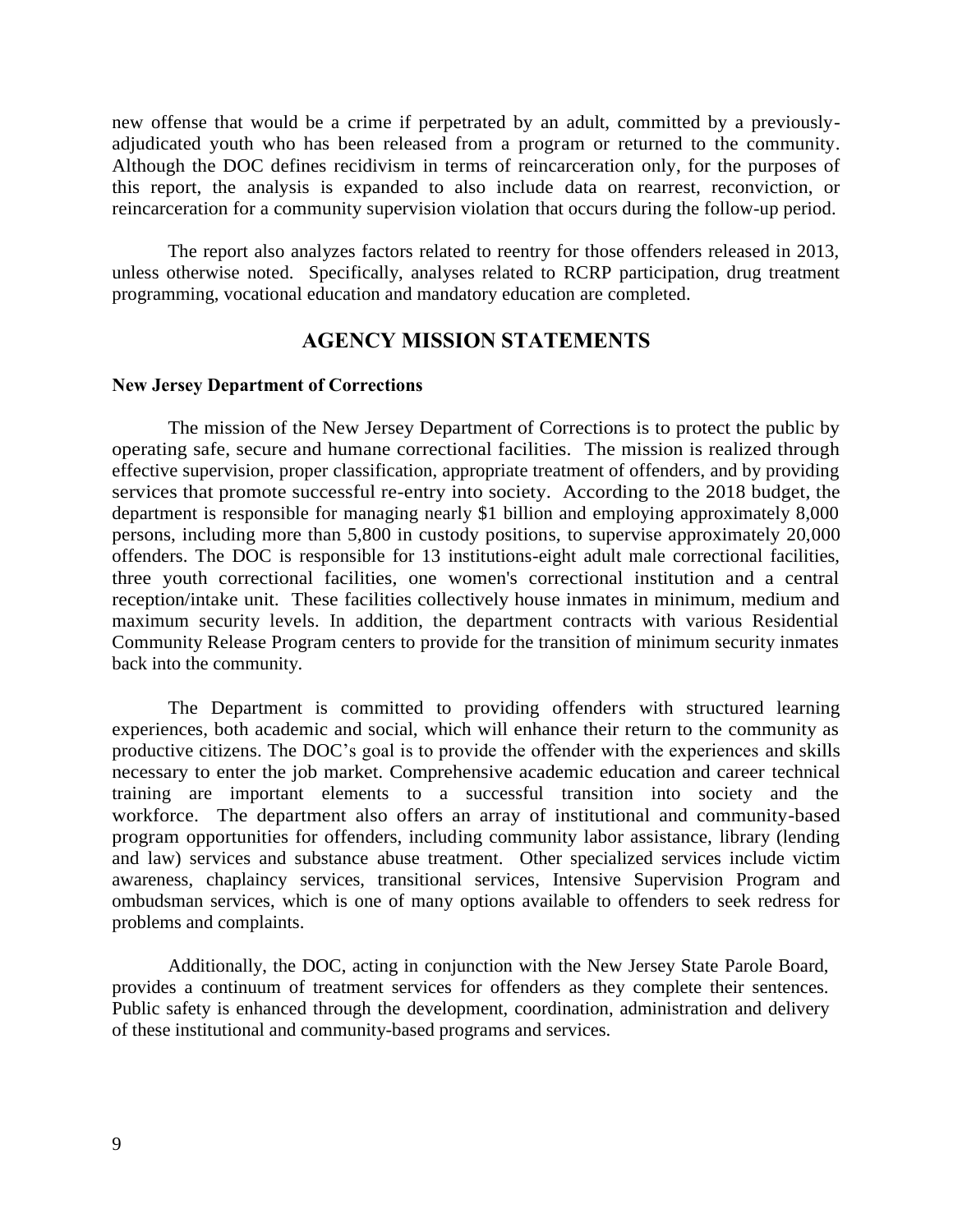new offense that would be a crime if perpetrated by an adult, committed by a previously-adjudicated youth who has been released from a program or returned to the community. Although the DOC defines recidivism in terms of reincarceration only, for the purposes of this report, the analysis is expanded to also include data on rearrest, reconviction, or reincarceration for a community supervision violation that occurs during the follow-up period.

The report also analyzes factors related to reentry for those offenders released in 2013, unless otherwise noted. Specifically, analyses related to RCRP participation, drug treatment programming, vocational education and mandatory education are completed.

## AGENCY MISSION STATEMENTS

**New Jersey Department of Corrections**

The mission of the New Jersey Department of Corrections is to protect the public by operating safe, secure and humane correctional facilities. The mission is realized through effective supervision, proper classification, appropriate treatment of offenders, and by providing services that promote successful re-entry into society. According to the 2018 budget, the department is responsible for managing nearly $1 billion and employing approximately 8,000 persons, including more than 5,800 in custody positions, to supervise approximately 20,000 offenders. The DOC is responsible for 13 institutions-eight adult male correctional facilities, three youth correctional facilities, one women's correctional institution and a central reception/intake unit. These facilities collectively house inmates in minimum, medium and maximum security levels. In addition, the department contracts with various Residential Community Release Program centers to provide for the transition of minimum security inmates back into the community.

The Department is committed to providing offenders with structured learning experiences, both academic and social, which will enhance their return to the community as productive citizens. The DOC's goal is to provide the offender with the experiences and skills necessary to enter the job market. Comprehensive academic education and career technical training are important elements to a successful transition into society and the workforce. The department also offers an array of institutional and community-based program opportunities for offenders, including community labor assistance, library (lending and law) services and substance abuse treatment. Other specialized services include victim awareness, chaplaincy services, transitional services, Intensive Supervision Program and ombudsman services, which is one of many options available to offenders to seek redress for problems and complaints.

Additionally, the DOC, acting in conjunction with the New Jersey State Parole Board, provides a continuum of treatment services for offenders as they complete their sentences. Public safety is enhanced through the development, coordination, administration and delivery of these institutional and community-based programs and services.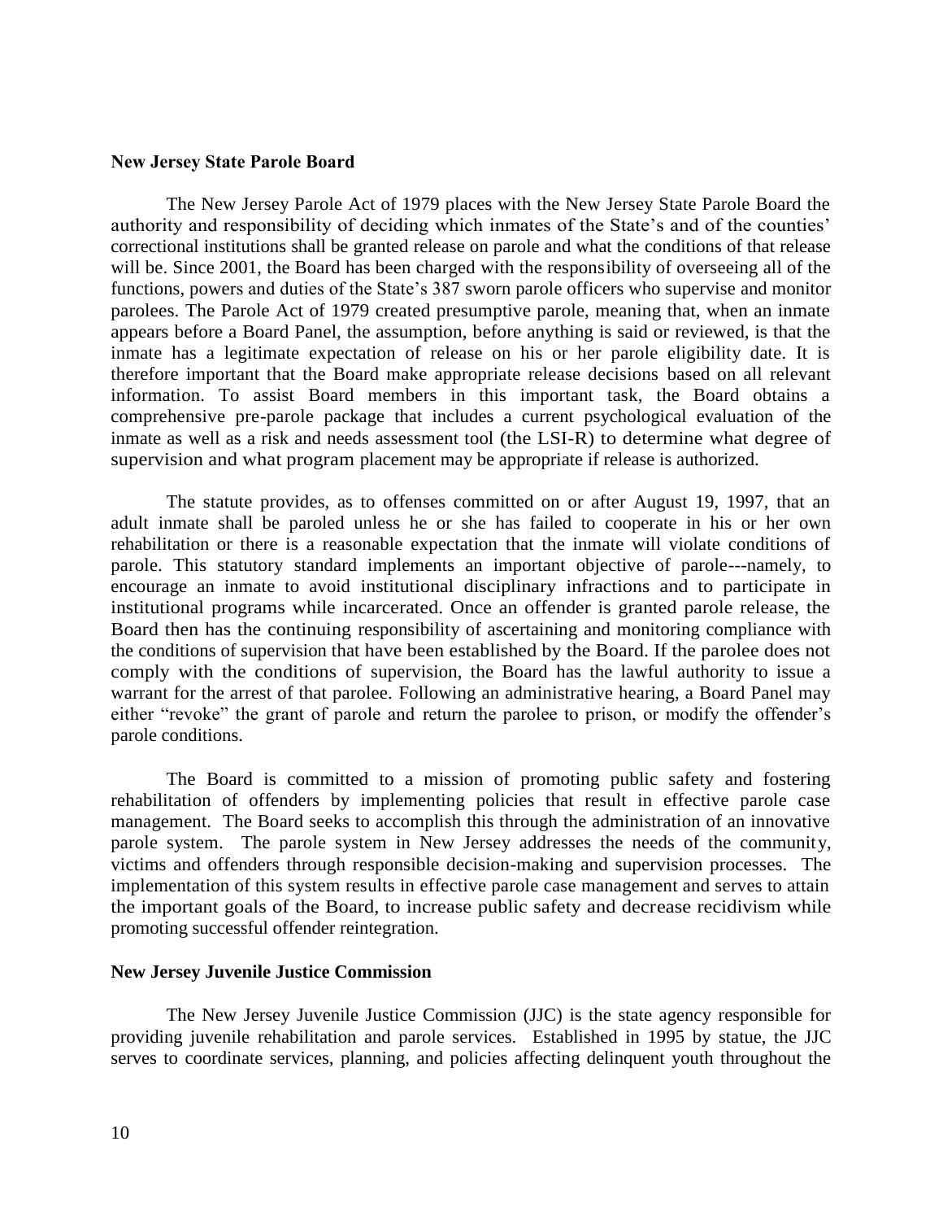**New Jersey State Parole Board**

The New Jersey Parole Act of 1979 places with the New Jersey State Parole Board the authority and responsibility of deciding which inmates of the State's and of the counties' correctional institutions shall be granted release on parole and what the conditions of that release will be. Since 2001, the Board has been charged with the responsibility of overseeing all of the functions, powers and duties of the State's 387 sworn parole officers who supervise and monitor parolees. The Parole Act of 1979 created presumptive parole, meaning that, when an inmate appears before a Board Panel, the assumption, before anything is said or reviewed, is that the inmate has a legitimate expectation of release on his or her parole eligibility date. It is therefore important that the Board make appropriate release decisions based on all relevant information. To assist Board members in this important task, the Board obtains a comprehensive pre-parole package that includes a current psychological evaluation of the inmate as well as a risk and needs assessment tool (the LSI-R) to determine what degree of supervision and what program placement may be appropriate if release is authorized.

The statute provides, as to offenses committed on or after August 19, 1997, that an adult inmate shall be paroled unless he or she has failed to cooperate in his or her own rehabilitation or there is a reasonable expectation that the inmate will violate conditions of parole. This statutory standard implements an important objective of parole---namely, to encourage an inmate to avoid institutional disciplinary infractions and to participate in institutional programs while incarcerated. Once an offender is granted parole release, the Board then has the continuing responsibility of ascertaining and monitoring compliance with the conditions of supervision that have been established by the Board. If the parolee does not comply with the conditions of supervision, the Board has the lawful authority to issue a warrant for the arrest of that parolee. Following an administrative hearing, a Board Panel may either "revoke" the grant of parole and return the parolee to prison, or modify the offender's parole conditions.

The Board is committed to a mission of promoting public safety and fostering rehabilitation of offenders by implementing policies that result in effective parole case management. The Board seeks to accomplish this through the administration of an innovative parole system. The parole system in New Jersey addresses the needs of the community, victims and offenders through responsible decision-making and supervision processes. The implementation of this system results in effective parole case management and serves to attain the important goals of the Board, to increase public safety and decrease recidivism while promoting successful offender reintegration.

**New Jersey Juvenile Justice Commission**

The New Jersey Juvenile Justice Commission (JJC) is the state agency responsible for providing juvenile rehabilitation and parole services. Established in 1995 by statue, the JJC serves to coordinate services, planning, and policies affecting delinquent youth throughout the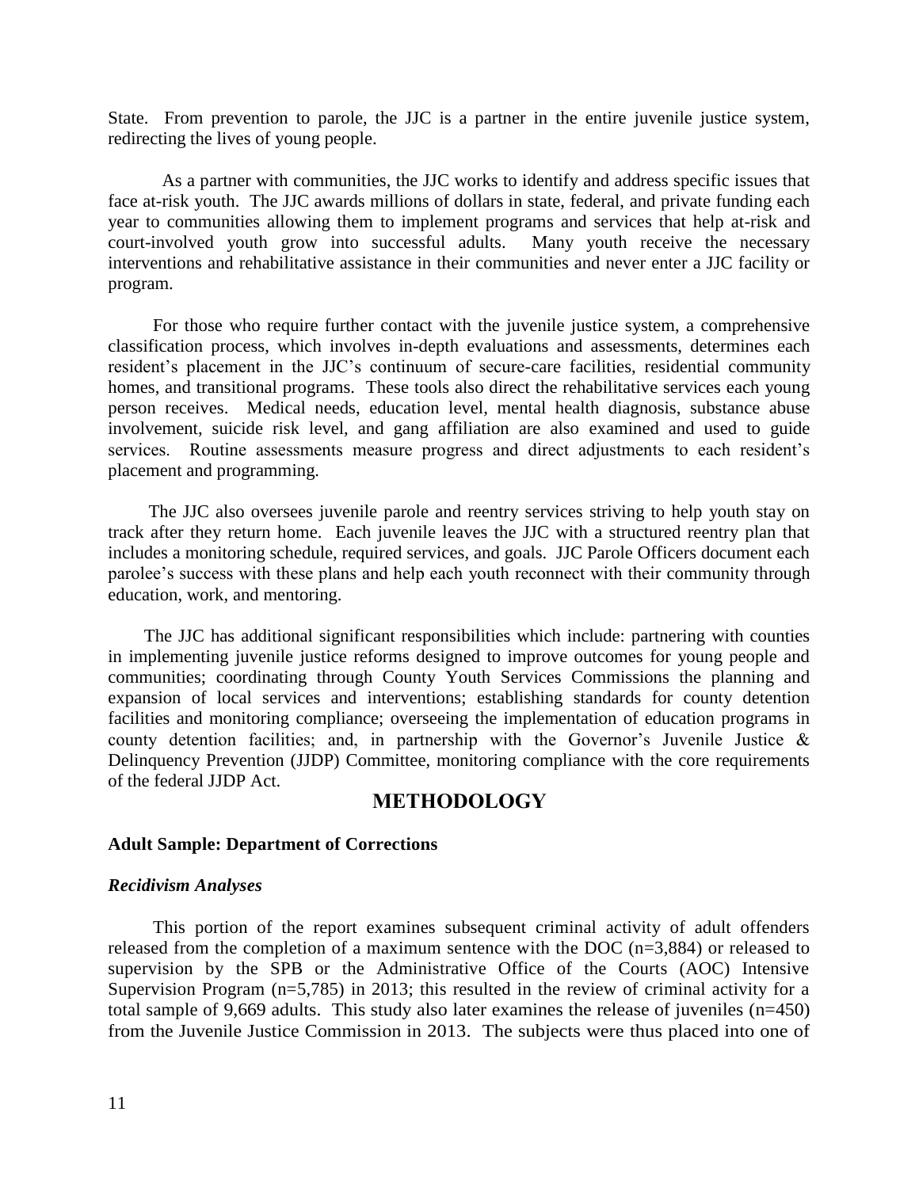State. From prevention to parole, the JJC is a partner in the entire juvenile justice system, redirecting the lives of young people.

As a partner with communities, the JJC works to identify and address specific issues that face at-risk youth. The JJC awards millions of dollars in state, federal, and private funding each year to communities allowing them to implement programs and services that help at-risk and court-involved youth grow into successful adults. Many youth receive the necessary interventions and rehabilitative assistance in their communities and never enter a JJC facility or program.

For those who require further contact with the juvenile justice system, a comprehensive classification process, which involves in-depth evaluations and assessments, determines each resident's placement in the JJC's continuum of secure-care facilities, residential community homes, and transitional programs. These tools also direct the rehabilitative services each young person receives. Medical needs, education level, mental health diagnosis, substance abuse involvement, suicide risk level, and gang affiliation are also examined and used to guide services. Routine assessments measure progress and direct adjustments to each resident's placement and programming.

The JJC also oversees juvenile parole and reentry services striving to help youth stay on track after they return home. Each juvenile leaves the JJC with a structured reentry plan that includes a monitoring schedule, required services, and goals. JJC Parole Officers document each parolee's success with these plans and help each youth reconnect with their community through education, work, and mentoring.

The JJC has additional significant responsibilities which include: partnering with counties in implementing juvenile justice reforms designed to improve outcomes for young people and communities; coordinating through County Youth Services Commissions the planning and expansion of local services and interventions; establishing standards for county detention facilities and monitoring compliance; overseeing the implementation of education programs in county detention facilities; and, in partnership with the Governor's Juvenile Justice & Delinquency Prevention (JJDP) Committee, monitoring compliance with the core requirements of the federal JJDP Act.

## METHODOLOGY

**Adult Sample: Department of Corrections**

***Recidivism Analyses***

This portion of the report examines subsequent criminal activity of adult offenders released from the completion of a maximum sentence with the DOC (n=3,884) or released to supervision by the SPB or the Administrative Office of the Courts (AOC) Intensive Supervision Program (n=5,785) in 2013; this resulted in the review of criminal activity for a total sample of 9,669 adults. This study also later examines the release of juveniles (n=450) from the Juvenile Justice Commission in 2013. The subjects were thus placed into one of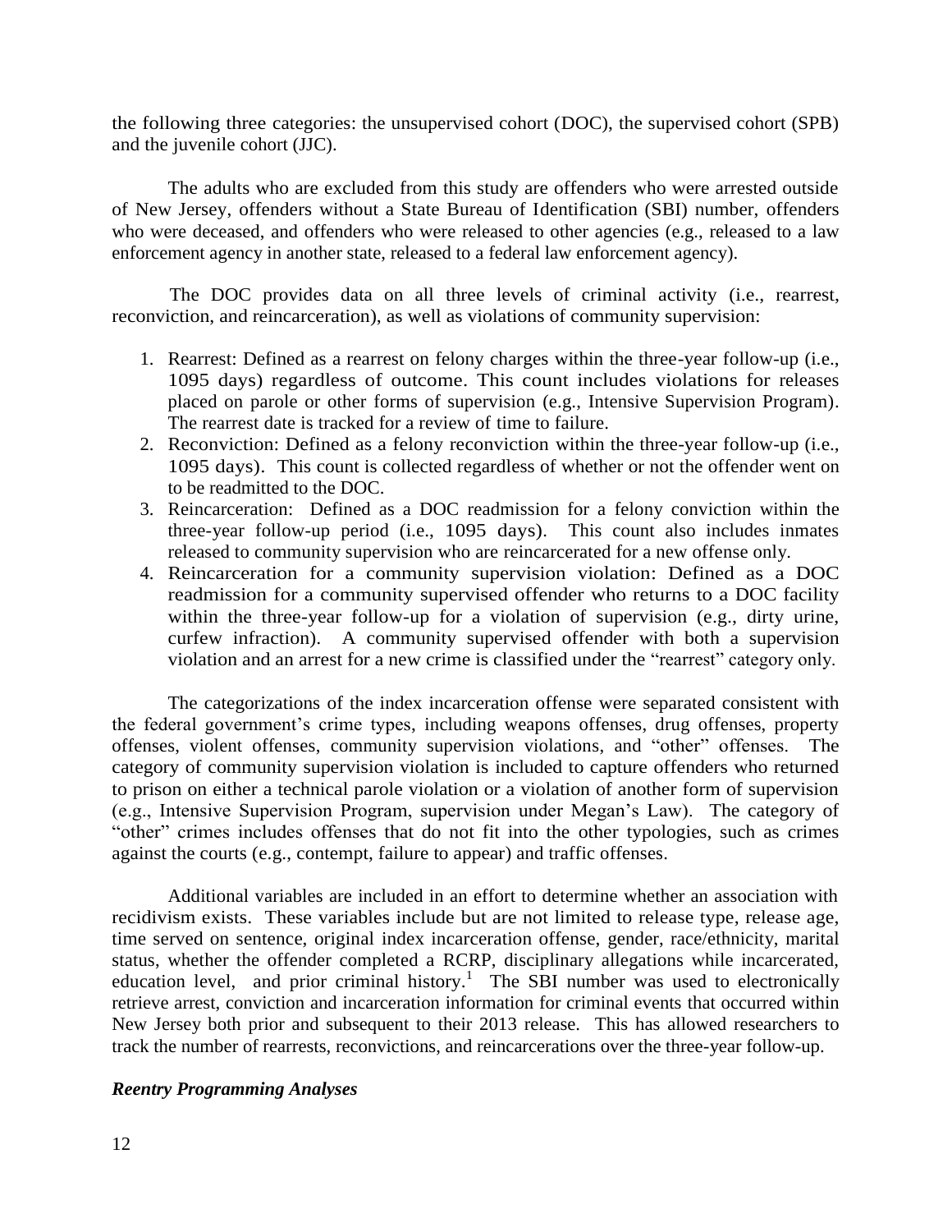the following three categories: the unsupervised cohort (DOC), the supervised cohort (SPB) and the juvenile cohort (JJC).

The adults who are excluded from this study are offenders who were arrested outside of New Jersey, offenders without a State Bureau of Identification (SBI) number, offenders who were deceased, and offenders who were released to other agencies (e.g., released to a law enforcement agency in another state, released to a federal law enforcement agency).

The DOC provides data on all three levels of criminal activity (i.e., rearrest, reconviction, and reincarceration), as well as violations of community supervision:

1. Rearrest: Defined as a rearrest on felony charges within the three-year follow-up (i.e., 1095 days) regardless of outcome. This count includes violations for releases placed on parole or other forms of supervision (e.g., Intensive Supervision Program). The rearrest date is tracked for a review of time to failure.
2. Reconviction: Defined as a felony reconviction within the three-year follow-up (i.e., 1095 days). This count is collected regardless of whether or not the offender went on to be readmitted to the DOC.
3. Reincarceration: Defined as a DOC readmission for a felony conviction within the three-year follow-up period (i.e., 1095 days). This count also includes inmates released to community supervision who are reincarcerated for a new offense only.
4. Reincarceration for a community supervision violation: Defined as a DOC readmission for a community supervised offender who returns to a DOC facility within the three-year follow-up for a violation of supervision (e.g., dirty urine, curfew infraction). A community supervised offender with both a supervision violation and an arrest for a new crime is classified under the "rearrest" category only.

The categorizations of the index incarceration offense were separated consistent with the federal government's crime types, including weapons offenses, drug offenses, property offenses, violent offenses, community supervision violations, and "other" offenses. The category of community supervision violation is included to capture offenders who returned to prison on either a technical parole violation or a violation of another form of supervision (e.g., Intensive Supervision Program, supervision under Megan's Law). The category of "other" crimes includes offenses that do not fit into the other typologies, such as crimes against the courts (e.g., contempt, failure to appear) and traffic offenses.

Additional variables are included in an effort to determine whether an association with recidivism exists. These variables include but are not limited to release type, release age, time served on sentence, original index incarceration offense, gender, race/ethnicity, marital status, whether the offender completed a RCRP, disciplinary allegations while incarcerated, education level, and prior criminal history.[1] The SBI number was used to electronically retrieve arrest, conviction and incarceration information for criminal events that occurred within New Jersey both prior and subsequent to their 2013 release. This has allowed researchers to track the number of rearrests, reconvictions, and reincarcerations over the three-year follow-up.

### *Reentry Programming Analyses*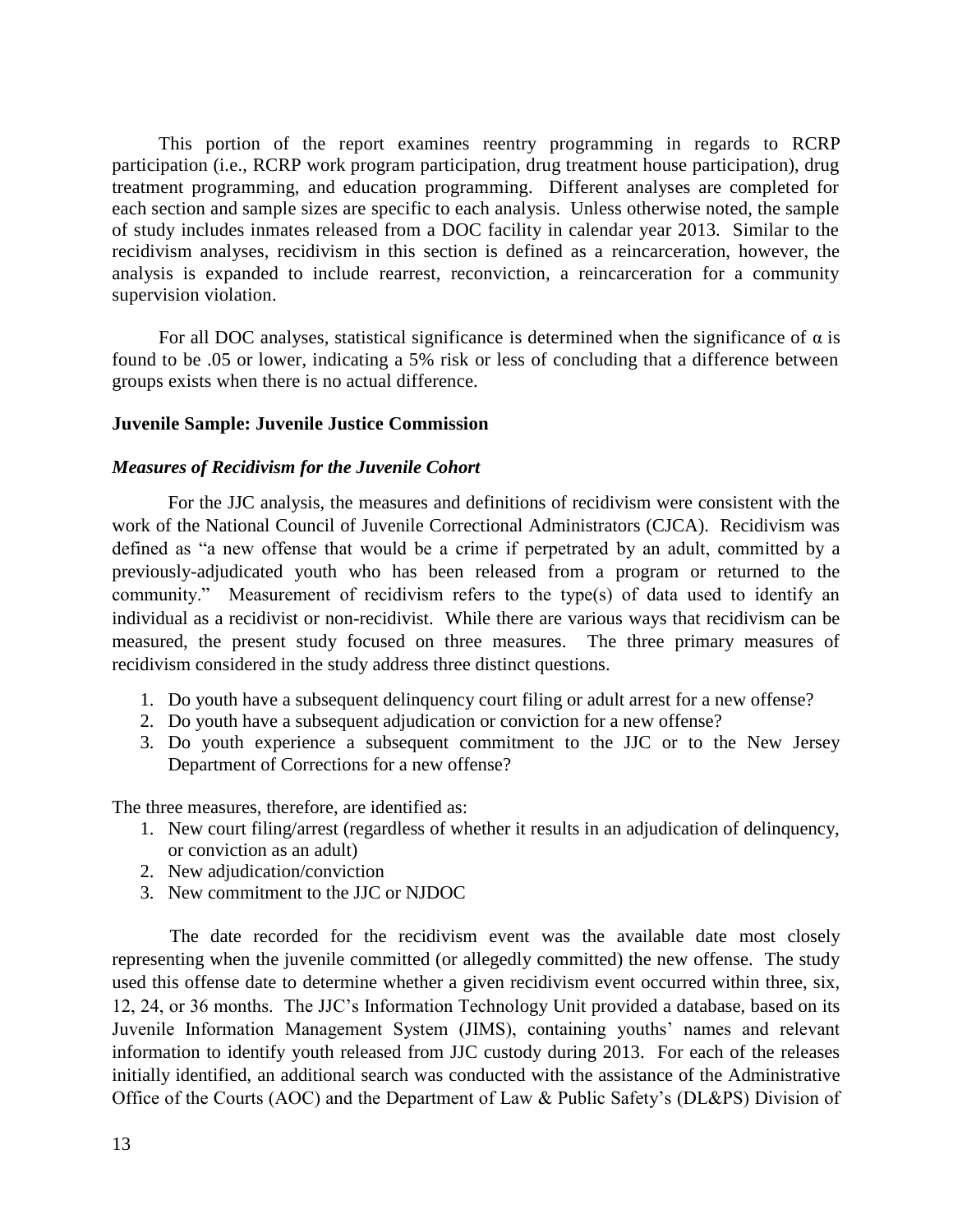This portion of the report examines reentry programming in regards to RCRP participation (i.e., RCRP work program participation, drug treatment house participation), drug treatment programming, and education programming. Different analyses are completed for each section and sample sizes are specific to each analysis. Unless otherwise noted, the sample of study includes inmates released from a DOC facility in calendar year 2013. Similar to the recidivism analyses, recidivism in this section is defined as a reincarceration, however, the analysis is expanded to include rearrest, reconviction, a reincarceration for a community supervision violation.

For all DOC analyses, statistical significance is determined when the significance of α is found to be .05 or lower, indicating a 5% risk or less of concluding that a difference between groups exists when there is no actual difference.

### Juvenile Sample: Juvenile Justice Commission

#### *Measures of Recidivism for the Juvenile Cohort*

For the JJC analysis, the measures and definitions of recidivism were consistent with the work of the National Council of Juvenile Correctional Administrators (CJCA). Recidivism was defined as "a new offense that would be a crime if perpetrated by an adult, committed by a previously-adjudicated youth who has been released from a program or returned to the community." Measurement of recidivism refers to the type(s) of data used to identify an individual as a recidivist or non-recidivist. While there are various ways that recidivism can be measured, the present study focused on three measures. The three primary measures of recidivism considered in the study address three distinct questions.

1. Do youth have a subsequent delinquency court filing or adult arrest for a new offense?
2. Do youth have a subsequent adjudication or conviction for a new offense?
3. Do youth experience a subsequent commitment to the JJC or to the New Jersey Department of Corrections for a new offense?

The three measures, therefore, are identified as:

1. New court filing/arrest (regardless of whether it results in an adjudication of delinquency, or conviction as an adult)
2. New adjudication/conviction
3. New commitment to the JJC or NJDOC

The date recorded for the recidivism event was the available date most closely representing when the juvenile committed (or allegedly committed) the new offense. The study used this offense date to determine whether a given recidivism event occurred within three, six, 12, 24, or 36 months. The JJC's Information Technology Unit provided a database, based on its Juvenile Information Management System (JIMS), containing youths' names and relevant information to identify youth released from JJC custody during 2013. For each of the releases initially identified, an additional search was conducted with the assistance of the Administrative Office of the Courts (AOC) and the Department of Law & Public Safety's (DL&PS) Division of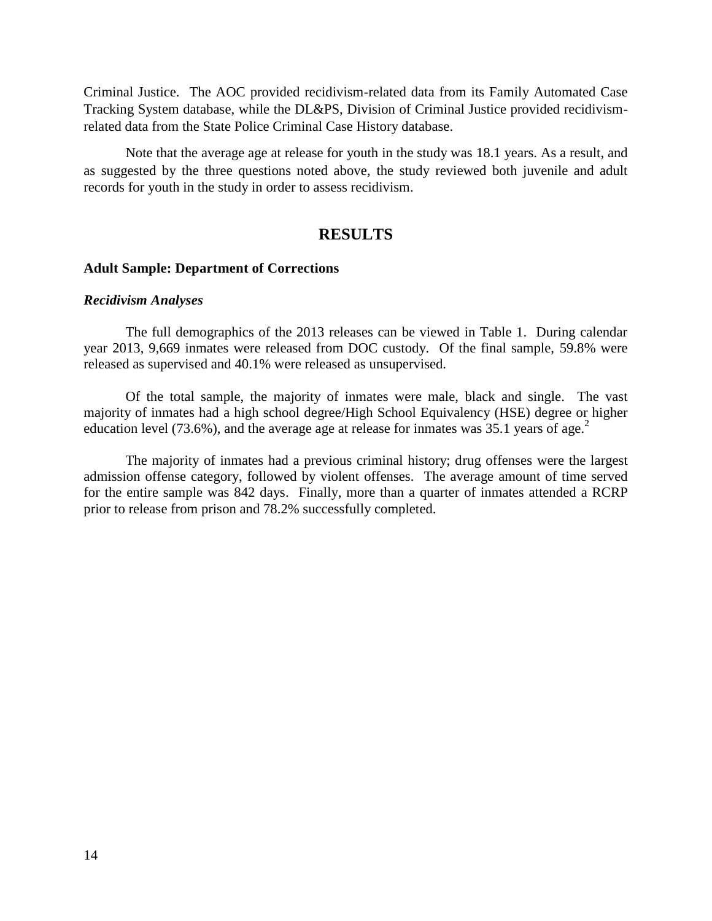Criminal Justice. The AOC provided recidivism-related data from its Family Automated Case Tracking System database, while the DL&PS, Division of Criminal Justice provided recidivism-related data from the State Police Criminal Case History database.

Note that the average age at release for youth in the study was 18.1 years. As a result, and as suggested by the three questions noted above, the study reviewed both juvenile and adult records for youth in the study in order to assess recidivism.

# RESULTS

**Adult Sample: Department of Corrections**

***Recidivism Analyses***

The full demographics of the 2013 releases can be viewed in Table 1. During calendar year 2013, 9,669 inmates were released from DOC custody. Of the final sample, 59.8% were released as supervised and 40.1% were released as unsupervised.

Of the total sample, the majority of inmates were male, black and single. The vast majority of inmates had a high school degree/High School Equivalency (HSE) degree or higher education level (73.6%), and the average age at release for inmates was 35.1 years of age.[2]

The majority of inmates had a previous criminal history; drug offenses were the largest admission offense category, followed by violent offenses. The average amount of time served for the entire sample was 842 days. Finally, more than a quarter of inmates attended a RCRP prior to release from prison and 78.2% successfully completed.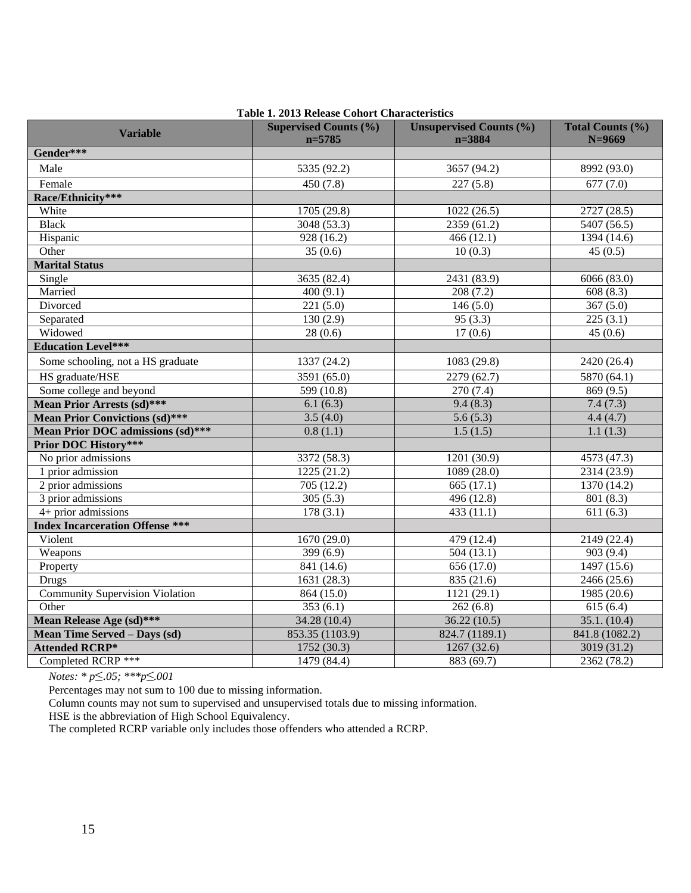**Table 1. 2013 Release Cohort Characteristics**

| Variable | Supervised Counts (%) n=5785 | Unsupervised Counts (%) n=3884 | Total Counts (%) N=9669 |
|---|---|---|---|
| **Gender*** ** | | | |
| Male | 5335 (92.2) | 3657 (94.2) | 8992 (93.0) |
| Female | 450 (7.8) | 227 (5.8) | 677 (7.0) |
| **Race/Ethnicity*** ** | | | |
| White | 1705 (29.8) | 1022 (26.5) | 2727 (28.5) |
| Black | 3048 (53.3) | 2359 (61.2) | 5407 (56.5) |
| Hispanic | 928 (16.2) | 466 (12.1) | 1394 (14.6) |
| Other | 35 (0.6) | 10 (0.3) | 45 (0.5) |
| **Marital Status** | | | |
| Single | 3635 (82.4) | 2431 (83.9) | 6066 (83.0) |
| Married | 400 (9.1) | 208 (7.2) | 608 (8.3) |
| Divorced | 221 (5.0) | 146 (5.0) | 367 (5.0) |
| Separated | 130 (2.9) | 95 (3.3) | 225 (3.1) |
| Widowed | 28 (0.6) | 17 (0.6) | 45 (0.6) |
| **Education Level*** ** | | | |
| Some schooling, not a HS graduate | 1337 (24.2) | 1083 (29.8) | 2420 (26.4) |
| HS graduate/HSE | 3591 (65.0) | 2279 (62.7) | 5870 (64.1) |
| Some college and beyond | 599 (10.8) | 270 (7.4) | 869 (9.5) |
| **Mean Prior Arrests (sd)*** ** | 6.1 (6.3) | 9.4 (8.3) | 7.4 (7.3) |
| **Mean Prior Convictions (sd)*** ** | 3.5 (4.0) | 5.6 (5.3) | 4.4 (4.7) |
| **Mean Prior DOC admissions (sd)*** ** | 0.8 (1.1) | 1.5 (1.5) | 1.1 (1.3) |
| **Prior DOC History*** ** | | | |
| No prior admissions | 3372 (58.3) | 1201 (30.9) | 4573 (47.3) |
| 1 prior admission | 1225 (21.2) | 1089 (28.0) | 2314 (23.9) |
| 2 prior admissions | 705 (12.2) | 665 (17.1) | 1370 (14.2) |
| 3 prior admissions | 305 (5.3) | 496 (12.8) | 801 (8.3) |
| 4+ prior admissions | 178 (3.1) | 433 (11.1) | 611 (6.3) |
| **Index Incarceration Offense *** ** | | | |
| Violent | 1670 (29.0) | 479 (12.4) | 2149 (22.4) |
| Weapons | 399 (6.9) | 504 (13.1) | 903 (9.4) |
| Property | 841 (14.6) | 656 (17.0) | 1497 (15.6) |
| Drugs | 1631 (28.3) | 835 (21.6) | 2466 (25.6) |
| Community Supervision Violation | 864 (15.0) | 1121 (29.1) | 1985 (20.6) |
| Other | 353 (6.1) | 262 (6.8) | 615 (6.4) |
| **Mean Release Age (sd)*** ** | 34.28 (10.4) | 36.22 (10.5) | 35.1. (10.4) |
| **Mean Time Served – Days (sd)** | 853.35 (1103.9) | 824.7 (1189.1) | 841.8 (1082.2) |
| **Attended RCRP*** | 1752 (30.3) | 1267 (32.6) | 3019 (31.2) |
| Completed RCRP *** | 1479 (84.4) | 883 (69.7) | 2362 (78.2) |

*Notes: * p≤.05; ***p≤.001*

Percentages may not sum to 100 due to missing information.

Column counts may not sum to supervised and unsupervised totals due to missing information.

HSE is the abbreviation of High School Equivalency.

The completed RCRP variable only includes those offenders who attended a RCRP.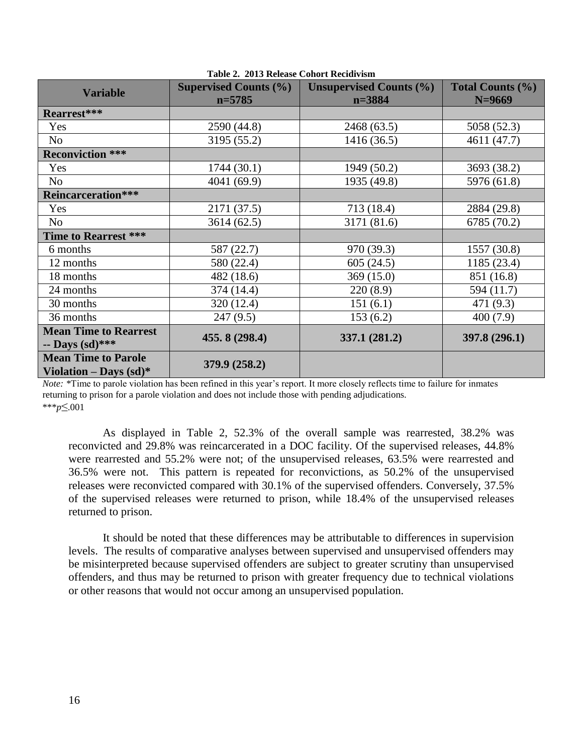**Table 2. 2013 Release Cohort Recidivism**

| Variable | Supervised Counts (%) n=5785 | Unsupervised Counts (%) n=3884 | Total Counts (%) N=9669 |
|---|---|---|---|
| **Rearrest*** ** | | | |
| Yes | 2590 (44.8) | 2468 (63.5) | 5058 (52.3) |
| No | 3195 (55.2) | 1416 (36.5) | 4611 (47.7) |
| **Reconviction *** ** | | | |
| Yes | 1744 (30.1) | 1949 (50.2) | 3693 (38.2) |
| No | 4041 (69.9) | 1935 (49.8) | 5976 (61.8) |
| **Reincarceration*** ** | | | |
| Yes | 2171 (37.5) | 713 (18.4) | 2884 (29.8) |
| No | 3614 (62.5) | 3171 (81.6) | 6785 (70.2) |
| **Time to Rearrest *** ** | | | |
| 6 months | 587 (22.7) | 970 (39.3) | 1557 (30.8) |
| 12 months | 580 (22.4) | 605 (24.5) | 1185 (23.4) |
| 18 months | 482 (18.6) | 369 (15.0) | 851 (16.8) |
| 24 months | 374 (14.4) | 220 (8.9) | 594 (11.7) |
| 30 months | 320 (12.4) | 151 (6.1) | 471 (9.3) |
| 36 months | 247 (9.5) | 153 (6.2) | 400 (7.9) |
| **Mean Time to Rearrest -- Days (sd)*** ** | **455. 8 (298.4)** | **337.1 (281.2)** | **397.8 (296.1)** |
| **Mean Time to Parole Violation – Days (sd)*** | **379.9 (258.2)** | | |

*Note:* *Time to parole violation has been refined in this year's report. It more closely reflects time to failure for inmates returning to prison for a parole violation and does not include those with pending adjudications.
***$p \leq .001$

As displayed in Table 2, 52.3% of the overall sample was rearrested, 38.2% was reconvicted and 29.8% was reincarcerated in a DOC facility. Of the supervised releases, 44.8% were rearrested and 55.2% were not; of the unsupervised releases, 63.5% were rearrested and 36.5% were not. This pattern is repeated for reconvictions, as 50.2% of the unsupervised releases were reconvicted compared with 30.1% of the supervised offenders. Conversely, 37.5% of the supervised releases were returned to prison, while 18.4% of the unsupervised releases returned to prison.

It should be noted that these differences may be attributable to differences in supervision levels. The results of comparative analyses between supervised and unsupervised offenders may be misinterpreted because supervised offenders are subject to greater scrutiny than unsupervised offenders, and thus may be returned to prison with greater frequency due to technical violations or other reasons that would not occur among an unsupervised population.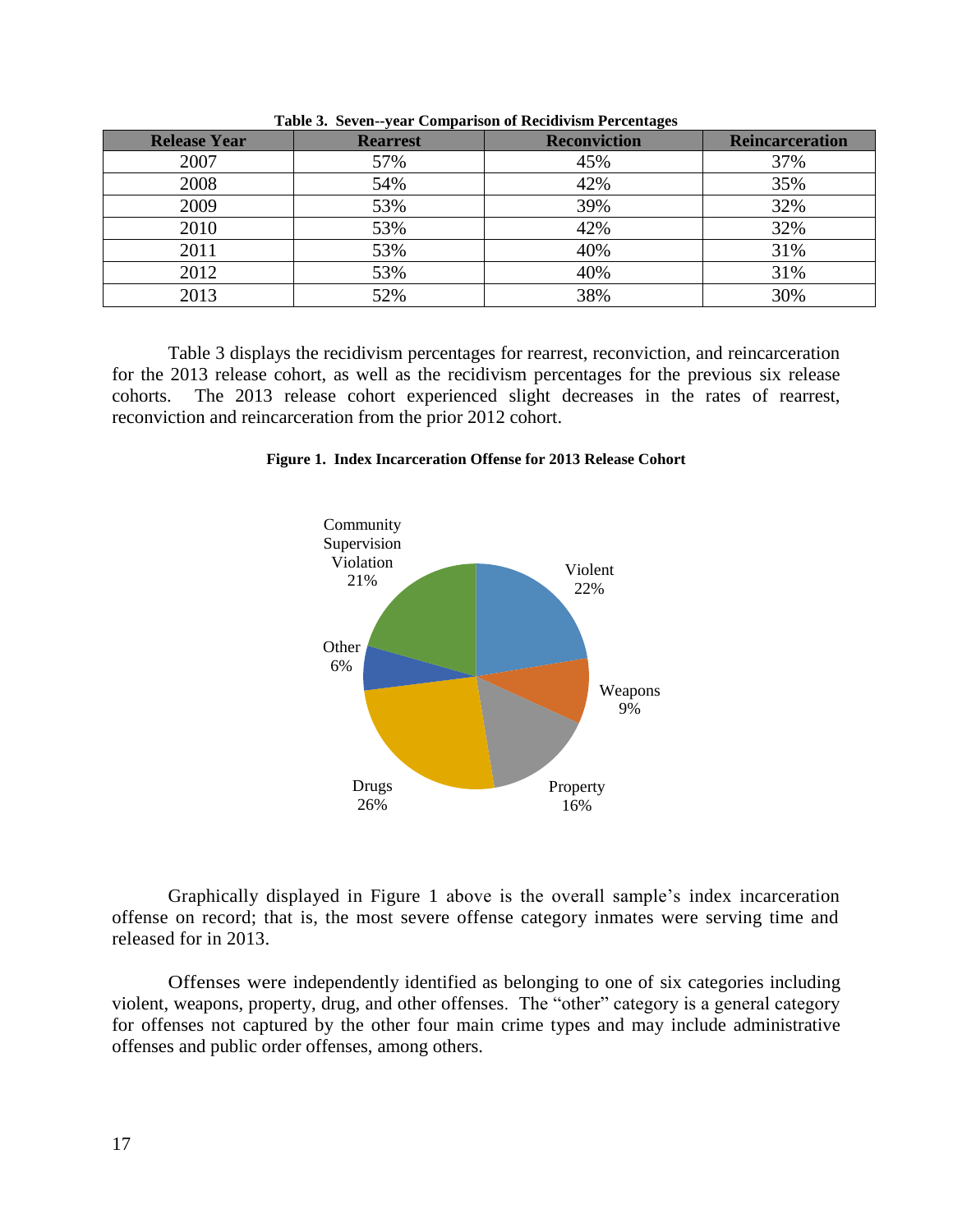**Table 3. Seven--year Comparison of Recidivism Percentages**

| Release Year | Rearrest | Reconviction | Reincarceration |
|---|---|---|---|
| 2007 | 57% | 45% | 37% |
| 2008 | 54% | 42% | 35% |
| 2009 | 53% | 39% | 32% |
| 2010 | 53% | 42% | 32% |
| 2011 | 53% | 40% | 31% |
| 2012 | 53% | 40% | 31% |
| 2013 | 52% | 38% | 30% |

Table 3 displays the recidivism percentages for rearrest, reconviction, and reincarceration for the 2013 release cohort, as well as the recidivism percentages for the previous six release cohorts. The 2013 release cohort experienced slight decreases in the rates of rearrest, reconviction and reincarceration from the prior 2012 cohort.

**Figure 1. Index Incarceration Offense for 2013 Release Cohort**

| Offense | Percent |
|---|---|
| Violent | 22% |
| Weapons | 9% |
| Property | 16% |
| Drugs | 26% |
| Other | 6% |
| Community Supervision Violation | 21% |

Graphically displayed in Figure 1 above is the overall sample's index incarceration offense on record; that is, the most severe offense category inmates were serving time and released for in 2013.

Offenses were independently identified as belonging to one of six categories including violent, weapons, property, drug, and other offenses. The "other" category is a general category for offenses not captured by the other four main crime types and may include administrative offenses and public order offenses, among others.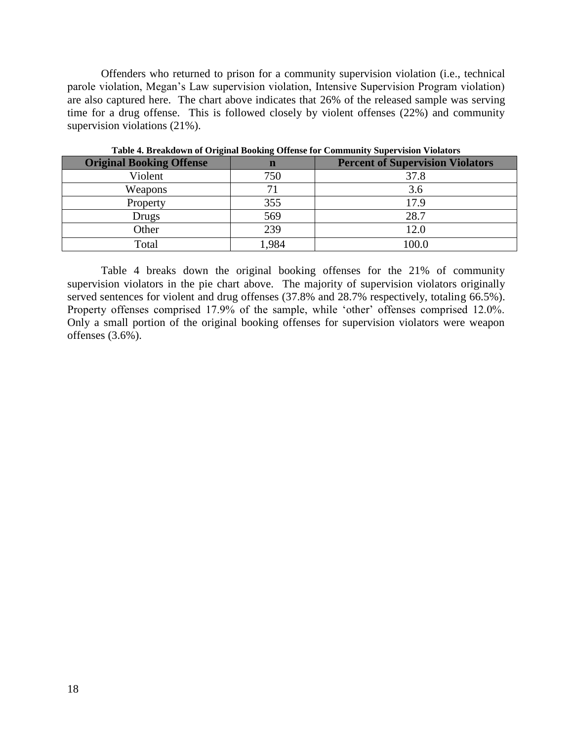Offenders who returned to prison for a community supervision violation (i.e., technical parole violation, Megan's Law supervision violation, Intensive Supervision Program violation) are also captured here. The chart above indicates that 26% of the released sample was serving time for a drug offense. This is followed closely by violent offenses (22%) and community supervision violations (21%).

**Table 4. Breakdown of Original Booking Offense for Community Supervision Violators**

| Original Booking Offense | n | Percent of Supervision Violators |
|---|---|---|
| Violent | 750 | 37.8 |
| Weapons | 71 | 3.6 |
| Property | 355 | 17.9 |
| Drugs | 569 | 28.7 |
| Other | 239 | 12.0 |
| Total | 1,984 | 100.0 |

Table 4 breaks down the original booking offenses for the 21% of community supervision violators in the pie chart above. The majority of supervision violators originally served sentences for violent and drug offenses (37.8% and 28.7% respectively, totaling 66.5%). Property offenses comprised 17.9% of the sample, while 'other' offenses comprised 12.0%. Only a small portion of the original booking offenses for supervision violators were weapon offenses (3.6%).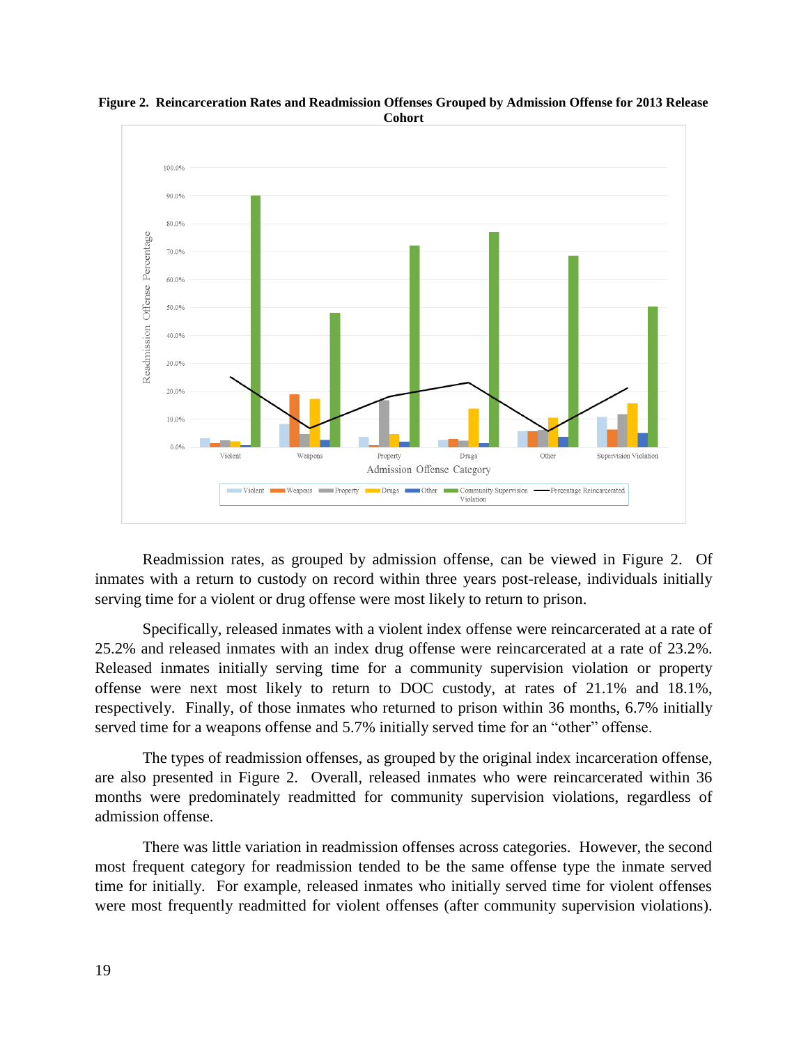**Figure 2. Reincarceration Rates and Readmission Offenses Grouped by Admission Offense for 2013 Release Cohort**

Readmission rates, as grouped by admission offense, can be viewed in Figure 2. Of inmates with a return to custody on record within three years post-release, individuals initially serving time for a violent or drug offense were most likely to return to prison.

Specifically, released inmates with a violent index offense were reincarcerated at a rate of 25.2% and released inmates with an index drug offense were reincarcerated at a rate of 23.2%. Released inmates initially serving time for a community supervision violation or property offense were next most likely to return to DOC custody, at rates of 21.1% and 18.1%, respectively. Finally, of those inmates who returned to prison within 36 months, 6.7% initially served time for a weapons offense and 5.7% initially served time for an "other" offense.

The types of readmission offenses, as grouped by the original index incarceration offense, are also presented in Figure 2. Overall, released inmates who were reincarcerated within 36 months were predominately readmitted for community supervision violations, regardless of admission offense.

There was little variation in readmission offenses across categories. However, the second most frequent category for readmission tended to be the same offense type the inmate served time for initially. For example, released inmates who initially served time for violent offenses were most frequently readmitted for violent offenses (after community supervision violations).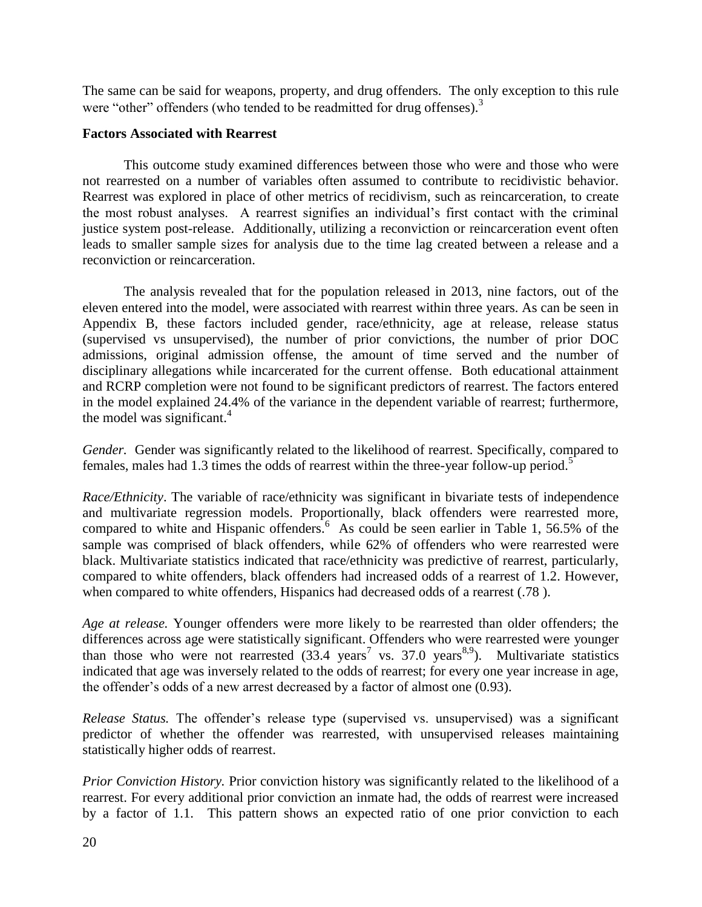The same can be said for weapons, property, and drug offenders. The only exception to this rule were "other" offenders (who tended to be readmitted for drug offenses).[3]

**Factors Associated with Rearrest**

This outcome study examined differences between those who were and those who were not rearrested on a number of variables often assumed to contribute to recidivistic behavior. Rearrest was explored in place of other metrics of recidivism, such as reincarceration, to create the most robust analyses. A rearrest signifies an individual's first contact with the criminal justice system post-release. Additionally, utilizing a reconviction or reincarceration event often leads to smaller sample sizes for analysis due to the time lag created between a release and a reconviction or reincarceration.

The analysis revealed that for the population released in 2013, nine factors, out of the eleven entered into the model, were associated with rearrest within three years. As can be seen in Appendix B, these factors included gender, race/ethnicity, age at release, release status (supervised vs unsupervised), the number of prior convictions, the number of prior DOC admissions, original admission offense, the amount of time served and the number of disciplinary allegations while incarcerated for the current offense. Both educational attainment and RCRP completion were not found to be significant predictors of rearrest. The factors entered in the model explained 24.4% of the variance in the dependent variable of rearrest; furthermore, the model was significant.[4]

*Gender.* Gender was significantly related to the likelihood of rearrest. Specifically, compared to females, males had 1.3 times the odds of rearrest within the three-year follow-up period.[5]

*Race/Ethnicity*. The variable of race/ethnicity was significant in bivariate tests of independence and multivariate regression models. Proportionally, black offenders were rearrested more, compared to white and Hispanic offenders.[6] As could be seen earlier in Table 1, 56.5% of the sample was comprised of black offenders, while 62% of offenders who were rearrested were black. Multivariate statistics indicated that race/ethnicity was predictive of rearrest, particularly, compared to white offenders, black offenders had increased odds of a rearrest of 1.2. However, when compared to white offenders, Hispanics had decreased odds of a rearrest (.78 ).

*Age at release.* Younger offenders were more likely to be rearrested than older offenders; the differences across age were statistically significant. Offenders who were rearrested were younger than those who were not rearrested (33.4 years[7] vs. 37.0 years[8,9]). Multivariate statistics indicated that age was inversely related to the odds of rearrest; for every one year increase in age, the offender's odds of a new arrest decreased by a factor of almost one (0.93).

*Release Status.* The offender's release type (supervised vs. unsupervised) was a significant predictor of whether the offender was rearrested, with unsupervised releases maintaining statistically higher odds of rearrest.

*Prior Conviction History.* Prior conviction history was significantly related to the likelihood of a rearrest. For every additional prior conviction an inmate had, the odds of rearrest were increased by a factor of 1.1. This pattern shows an expected ratio of one prior conviction to each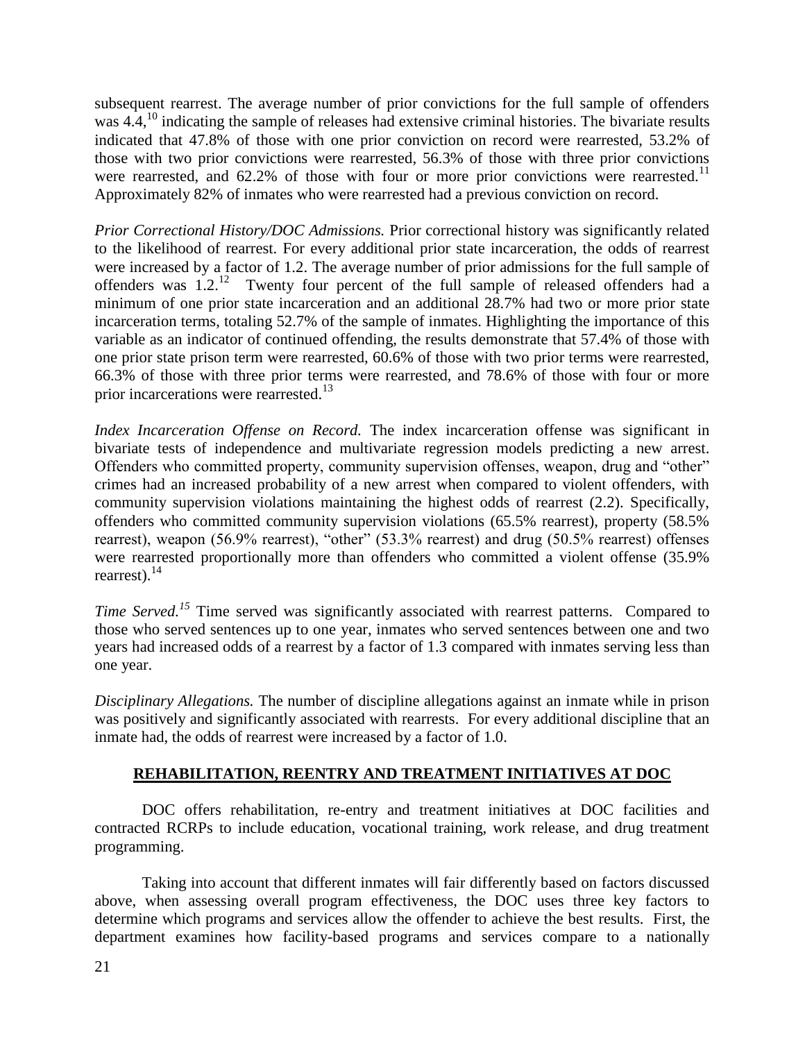subsequent rearrest. The average number of prior convictions for the full sample of offenders was 4.4,[10] indicating the sample of releases had extensive criminal histories. The bivariate results indicated that 47.8% of those with one prior conviction on record were rearrested, 53.2% of those with two prior convictions were rearrested, 56.3% of those with three prior convictions were rearrested, and 62.2% of those with four or more prior convictions were rearrested.[11] Approximately 82% of inmates who were rearrested had a previous conviction on record.

*Prior Correctional History/DOC Admissions.* Prior correctional history was significantly related to the likelihood of rearrest. For every additional prior state incarceration, the odds of rearrest were increased by a factor of 1.2. The average number of prior admissions for the full sample of offenders was 1.2.[12] Twenty four percent of the full sample of released offenders had a minimum of one prior state incarceration and an additional 28.7% had two or more prior state incarceration terms, totaling 52.7% of the sample of inmates. Highlighting the importance of this variable as an indicator of continued offending, the results demonstrate that 57.4% of those with one prior state prison term were rearrested, 60.6% of those with two prior terms were rearrested, 66.3% of those with three prior terms were rearrested, and 78.6% of those with four or more prior incarcerations were rearrested.[13]

*Index Incarceration Offense on Record.* The index incarceration offense was significant in bivariate tests of independence and multivariate regression models predicting a new arrest. Offenders who committed property, community supervision offenses, weapon, drug and "other" crimes had an increased probability of a new arrest when compared to violent offenders, with community supervision violations maintaining the highest odds of rearrest (2.2). Specifically, offenders who committed community supervision violations (65.5% rearrest), property (58.5% rearrest), weapon (56.9% rearrest), "other" (53.3% rearrest) and drug (50.5% rearrest) offenses were rearrested proportionally more than offenders who committed a violent offense (35.9% rearrest).[14]

*Time Served.[15]* Time served was significantly associated with rearrest patterns. Compared to those who served sentences up to one year, inmates who served sentences between one and two years had increased odds of a rearrest by a factor of 1.3 compared with inmates serving less than one year.

*Disciplinary Allegations.* The number of discipline allegations against an inmate while in prison was positively and significantly associated with rearrests. For every additional discipline that an inmate had, the odds of rearrest were increased by a factor of 1.0.

## REHABILITATION, REENTRY AND TREATMENT INITIATIVES AT DOC

DOC offers rehabilitation, re-entry and treatment initiatives at DOC facilities and contracted RCRPs to include education, vocational training, work release, and drug treatment programming.

Taking into account that different inmates will fair differently based on factors discussed above, when assessing overall program effectiveness, the DOC uses three key factors to determine which programs and services allow the offender to achieve the best results. First, the department examines how facility-based programs and services compare to a nationally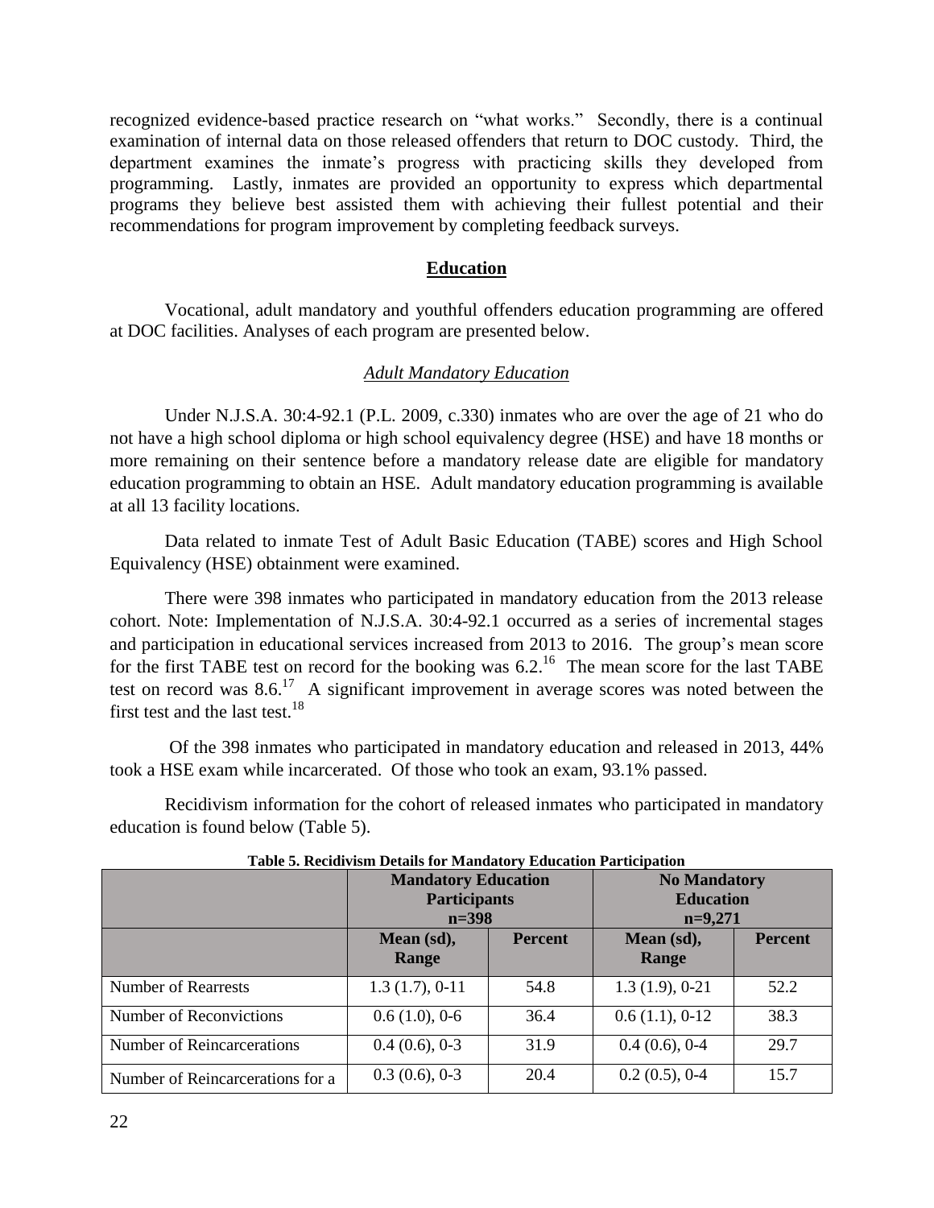recognized evidence-based practice research on "what works." Secondly, there is a continual examination of internal data on those released offenders that return to DOC custody. Third, the department examines the inmate's progress with practicing skills they developed from programming. Lastly, inmates are provided an opportunity to express which departmental programs they believe best assisted them with achieving their fullest potential and their recommendations for program improvement by completing feedback surveys.

## Education

Vocational, adult mandatory and youthful offenders education programming are offered at DOC facilities. Analyses of each program are presented below.

### *Adult Mandatory Education*

Under N.J.S.A. 30:4-92.1 (P.L. 2009, c.330) inmates who are over the age of 21 who do not have a high school diploma or high school equivalency degree (HSE) and have 18 months or more remaining on their sentence before a mandatory release date are eligible for mandatory education programming to obtain an HSE. Adult mandatory education programming is available at all 13 facility locations.

Data related to inmate Test of Adult Basic Education (TABE) scores and High School Equivalency (HSE) obtainment were examined.

There were 398 inmates who participated in mandatory education from the 2013 release cohort. Note: Implementation of N.J.S.A. 30:4-92.1 occurred as a series of incremental stages and participation in educational services increased from 2013 to 2016. The group's mean score for the first TABE test on record for the booking was 6.2.[16] The mean score for the last TABE test on record was 8.6.[17] A significant improvement in average scores was noted between the first test and the last test.[18]

Of the 398 inmates who participated in mandatory education and released in 2013, 44% took a HSE exam while incarcerated. Of those who took an exam, 93.1% passed.

Recidivism information for the cohort of released inmates who participated in mandatory education is found below (Table 5).

**Table 5. Recidivism Details for Mandatory Education Participation**

| | Mandatory Education Participants n=398 | | No Mandatory Education n=9,271 | |
|---|---|---|---|---|
| | Mean (sd), Range | Percent | Mean (sd), Range | Percent |
| Number of Rearrests | 1.3 (1.7), 0-11 | 54.8 | 1.3 (1.9), 0-21 | 52.2 |
| Number of Reconvictions | 0.6 (1.0), 0-6 | 36.4 | 0.6 (1.1), 0-12 | 38.3 |
| Number of Reincarcerations | 0.4 (0.6), 0-3 | 31.9 | 0.4 (0.6), 0-4 | 29.7 |
| Number of Reincarcerations for a | 0.3 (0.6), 0-3 | 20.4 | 0.2 (0.5), 0-4 | 15.7 |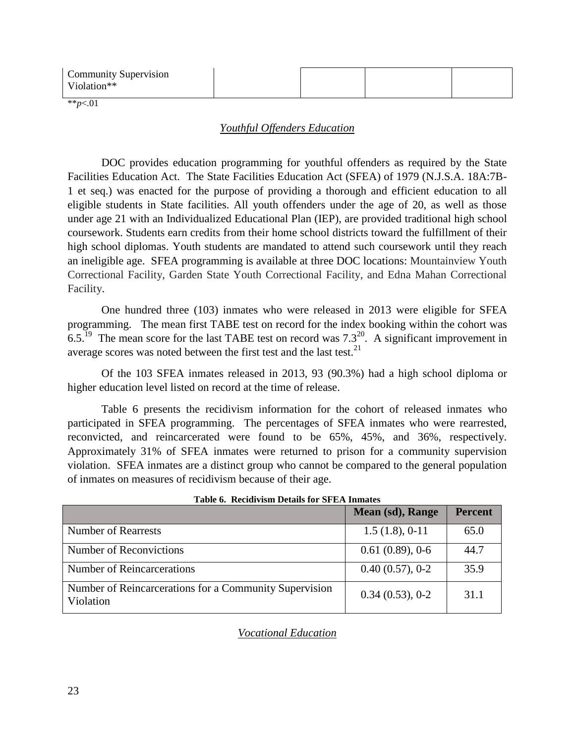| Community Supervision Violation** | | | | |
|---|---|---|---|---|

**$p<.01$

## *Youthful Offenders Education*

DOC provides education programming for youthful offenders as required by the State Facilities Education Act. The State Facilities Education Act (SFEA) of 1979 (N.J.S.A. 18A:7B-1 et seq.) was enacted for the purpose of providing a thorough and efficient education to all eligible students in State facilities. All youth offenders under the age of 20, as well as those under age 21 with an Individualized Educational Plan (IEP), are provided traditional high school coursework. Students earn credits from their home school districts toward the fulfillment of their high school diplomas. Youth students are mandated to attend such coursework until they reach an ineligible age. SFEA programming is available at three DOC locations: Mountainview Youth Correctional Facility, Garden State Youth Correctional Facility, and Edna Mahan Correctional Facility.

One hundred three (103) inmates who were released in 2013 were eligible for SFEA programming. The mean first TABE test on record for the index booking within the cohort was 6.5.[19] The mean score for the last TABE test on record was 7.3[20]. A significant improvement in average scores was noted between the first test and the last test.[21]

Of the 103 SFEA inmates released in 2013, 93 (90.3%) had a high school diploma or higher education level listed on record at the time of release.

Table 6 presents the recidivism information for the cohort of released inmates who participated in SFEA programming. The percentages of SFEA inmates who were rearrested, reconvicted, and reincarcerated were found to be 65%, 45%, and 36%, respectively. Approximately 31% of SFEA inmates were returned to prison for a community supervision violation. SFEA inmates are a distinct group who cannot be compared to the general population of inmates on measures of recidivism because of their age.

**Table 6. Recidivism Details for SFEA Inmates**

| | Mean (sd), Range | Percent |
|---|---|---|
| Number of Rearrests | 1.5 (1.8), 0-11 | 65.0 |
| Number of Reconvictions | 0.61 (0.89), 0-6 | 44.7 |
| Number of Reincarcerations | 0.40 (0.57), 0-2 | 35.9 |
| Number of Reincarcerations for a Community Supervision Violation | 0.34 (0.53), 0-2 | 31.1 |

## *Vocational Education*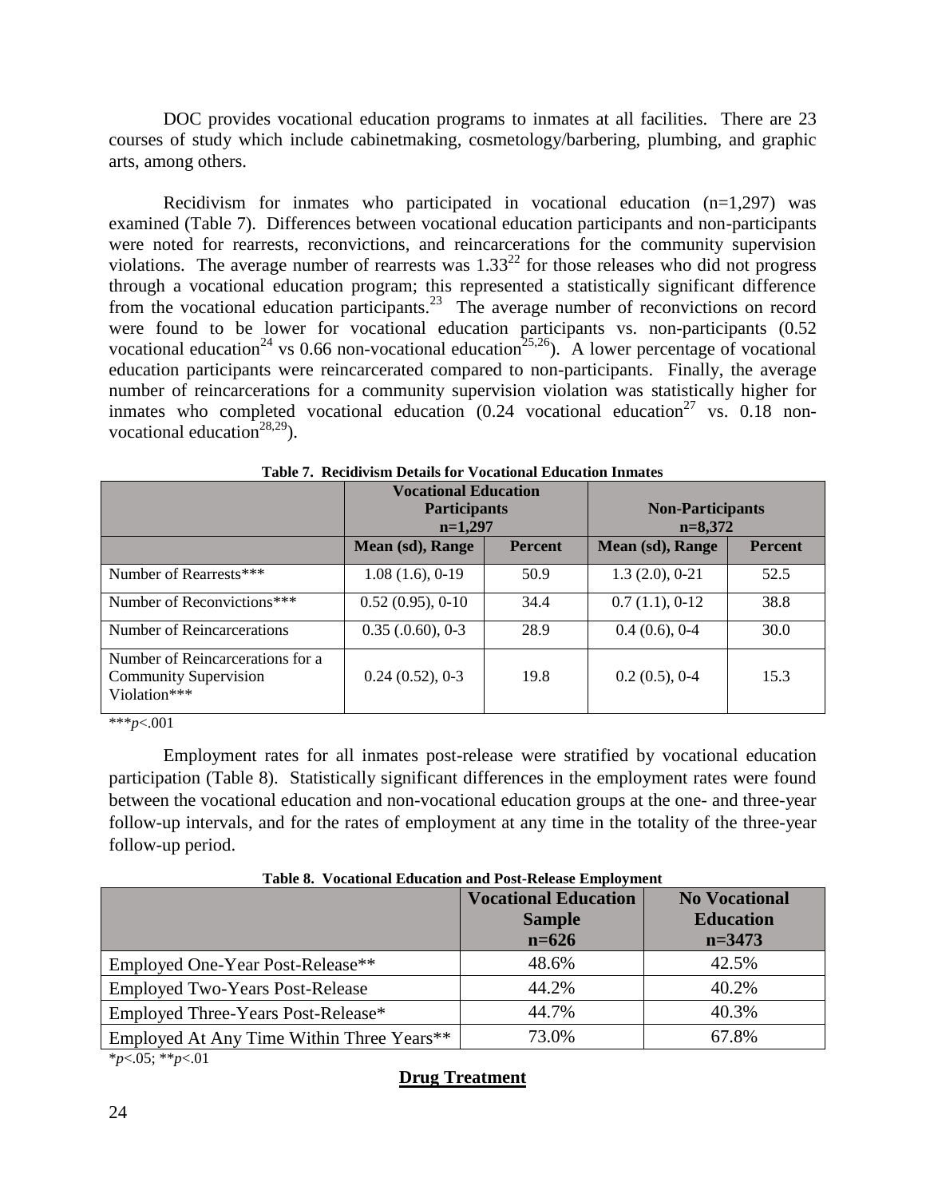DOC provides vocational education programs to inmates at all facilities. There are 23 courses of study which include cabinetmaking, cosmetology/barbering, plumbing, and graphic arts, among others.

Recidivism for inmates who participated in vocational education (n=1,297) was examined (Table 7). Differences between vocational education participants and non-participants were noted for rearrests, reconvictions, and reincarcerations for the community supervision violations. The average number of rearrests was 1.33[22] for those releases who did not progress through a vocational education program; this represented a statistically significant difference from the vocational education participants.[23] The average number of reconvictions on record were found to be lower for vocational education participants vs. non-participants (0.52 vocational education[24] vs 0.66 non-vocational education[25,26]). A lower percentage of vocational education participants were reincarcerated compared to non-participants. Finally, the average number of reincarcerations for a community supervision violation was statistically higher for inmates who completed vocational education (0.24 vocational education[27] vs. 0.18 non-vocational education[28,29]).

**Table 7. Recidivism Details for Vocational Education Inmates**

| | Vocational Education Participants n=1,297 | | Non-Participants n=8,372 | |
|---|---|---|---|---|
| | **Mean (sd), Range** | **Percent** | **Mean (sd), Range** | **Percent** |
| Number of Rearrests*** | 1.08 (1.6), 0-19 | 50.9 | 1.3 (2.0), 0-21 | 52.5 |
| Number of Reconvictions*** | 0.52 (0.95), 0-10 | 34.4 | 0.7 (1.1), 0-12 | 38.8 |
| Number of Reincarcerations | 0.35 (.0.60), 0-3 | 28.9 | 0.4 (0.6), 0-4 | 30.0 |
| Number of Reincarcerations for a Community Supervision Violation*** | 0.24 (0.52), 0-3 | 19.8 | 0.2 (0.5), 0-4 | 15.3 |

***$p<.001$

Employment rates for all inmates post-release were stratified by vocational education participation (Table 8). Statistically significant differences in the employment rates were found between the vocational education and non-vocational education groups at the one- and three-year follow-up intervals, and for the rates of employment at any time in the totality of the three-year follow-up period.

**Table 8. Vocational Education and Post-Release Employment**

| | Vocational Education Sample n=626 | No Vocational Education n=3473 |
|---|---|---|
| Employed One-Year Post-Release** | 48.6% | 42.5% |
| Employed Two-Years Post-Release | 44.2% | 40.2% |
| Employed Three-Years Post-Release* | 44.7% | 40.3% |
| Employed At Any Time Within Three Years** | 73.0% | 67.8% |

*$p<.05$; **$p<.01$

## Drug Treatment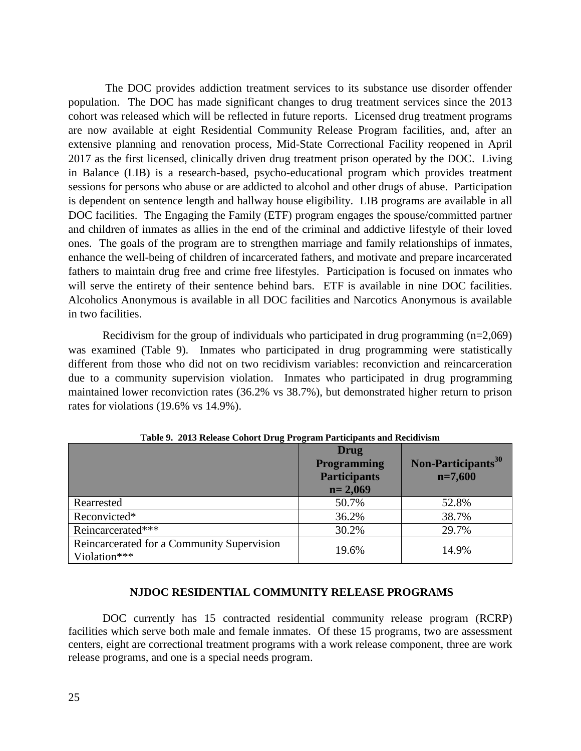The DOC provides addiction treatment services to its substance use disorder offender population. The DOC has made significant changes to drug treatment services since the 2013 cohort was released which will be reflected in future reports. Licensed drug treatment programs are now available at eight Residential Community Release Program facilities, and, after an extensive planning and renovation process, Mid-State Correctional Facility reopened in April 2017 as the first licensed, clinically driven drug treatment prison operated by the DOC. Living in Balance (LIB) is a research-based, psycho-educational program which provides treatment sessions for persons who abuse or are addicted to alcohol and other drugs of abuse. Participation is dependent on sentence length and hallway house eligibility. LIB programs are available in all DOC facilities. The Engaging the Family (ETF) program engages the spouse/committed partner and children of inmates as allies in the end of the criminal and addictive lifestyle of their loved ones. The goals of the program are to strengthen marriage and family relationships of inmates, enhance the well-being of children of incarcerated fathers, and motivate and prepare incarcerated fathers to maintain drug free and crime free lifestyles. Participation is focused on inmates who will serve the entirety of their sentence behind bars. ETF is available in nine DOC facilities. Alcoholics Anonymous is available in all DOC facilities and Narcotics Anonymous is available in two facilities.

Recidivism for the group of individuals who participated in drug programming (n=2,069) was examined (Table 9). Inmates who participated in drug programming were statistically different from those who did not on two recidivism variables: reconviction and reincarceration due to a community supervision violation. Inmates who participated in drug programming maintained lower reconviction rates (36.2% vs 38.7%), but demonstrated higher return to prison rates for violations (19.6% vs 14.9%).

**Table 9. 2013 Release Cohort Drug Program Participants and Recidivism**

| | Drug Programming Participants n= 2,069 | Non-Participants[30] n=7,600 |
|---|---|---|
| Rearrested | 50.7% | 52.8% |
| Reconvicted* | 36.2% | 38.7% |
| Reincarcerated*** | 30.2% | 29.7% |
| Reincarcerated for a Community Supervision Violation*** | 19.6% | 14.9% |

## NJDOC RESIDENTIAL COMMUNITY RELEASE PROGRAMS

DOC currently has 15 contracted residential community release program (RCRP) facilities which serve both male and female inmates. Of these 15 programs, two are assessment centers, eight are correctional treatment programs with a work release component, three are work release programs, and one is a special needs program.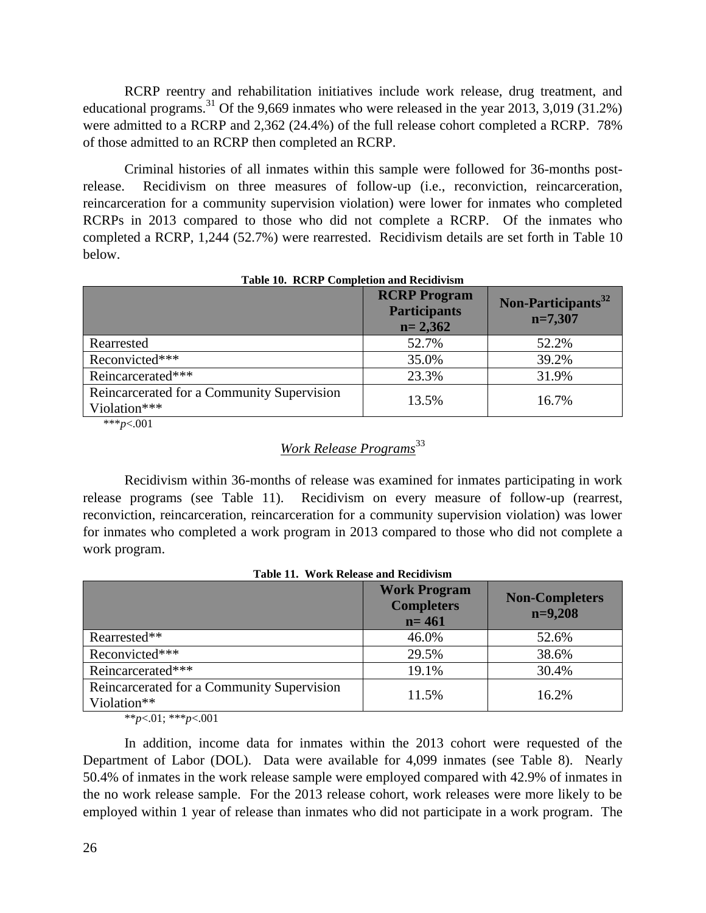RCRP reentry and rehabilitation initiatives include work release, drug treatment, and educational programs.[31] Of the 9,669 inmates who were released in the year 2013, 3,019 (31.2%) were admitted to a RCRP and 2,362 (24.4%) of the full release cohort completed a RCRP. 78% of those admitted to an RCRP then completed an RCRP.

Criminal histories of all inmates within this sample were followed for 36-months post-release. Recidivism on three measures of follow-up (i.e., reconviction, reincarceration, reincarceration for a community supervision violation) were lower for inmates who completed RCRPs in 2013 compared to those who did not complete a RCRP. Of the inmates who completed a RCRP, 1,244 (52.7%) were rearrested. Recidivism details are set forth in Table 10 below.

**Table 10. RCRP Completion and Recidivism**

| | RCRP Program Participants n= 2,362 | Non-Participants[32] n=7,307 |
|---|---|---|
| Rearrested | 52.7% | 52.2% |
| Reconvicted*** | 35.0% | 39.2% |
| Reincarcerated*** | 23.3% | 31.9% |
| Reincarcerated for a Community Supervision Violation*** | 13.5% | 16.7% |

***$p<.001$

## *Work Release Programs*[33]

Recidivism within 36-months of release was examined for inmates participating in work release programs (see Table 11). Recidivism on every measure of follow-up (rearrest, reconviction, reincarceration, reincarceration for a community supervision violation) was lower for inmates who completed a work program in 2013 compared to those who did not complete a work program.

**Table 11. Work Release and Recidivism**

| | Work Program Completers n= 461 | Non-Completers n=9,208 |
|---|---|---|
| Rearrested** | 46.0% | 52.6% |
| Reconvicted*** | 29.5% | 38.6% |
| Reincarcerated*** | 19.1% | 30.4% |
| Reincarcerated for a Community Supervision Violation** | 11.5% | 16.2% |

**$p<.01$; ***$p<.001$

In addition, income data for inmates within the 2013 cohort were requested of the Department of Labor (DOL). Data were available for 4,099 inmates (see Table 8). Nearly 50.4% of inmates in the work release sample were employed compared with 42.9% of inmates in the no work release sample. For the 2013 release cohort, work releases were more likely to be employed within 1 year of release than inmates who did not participate in a work program. The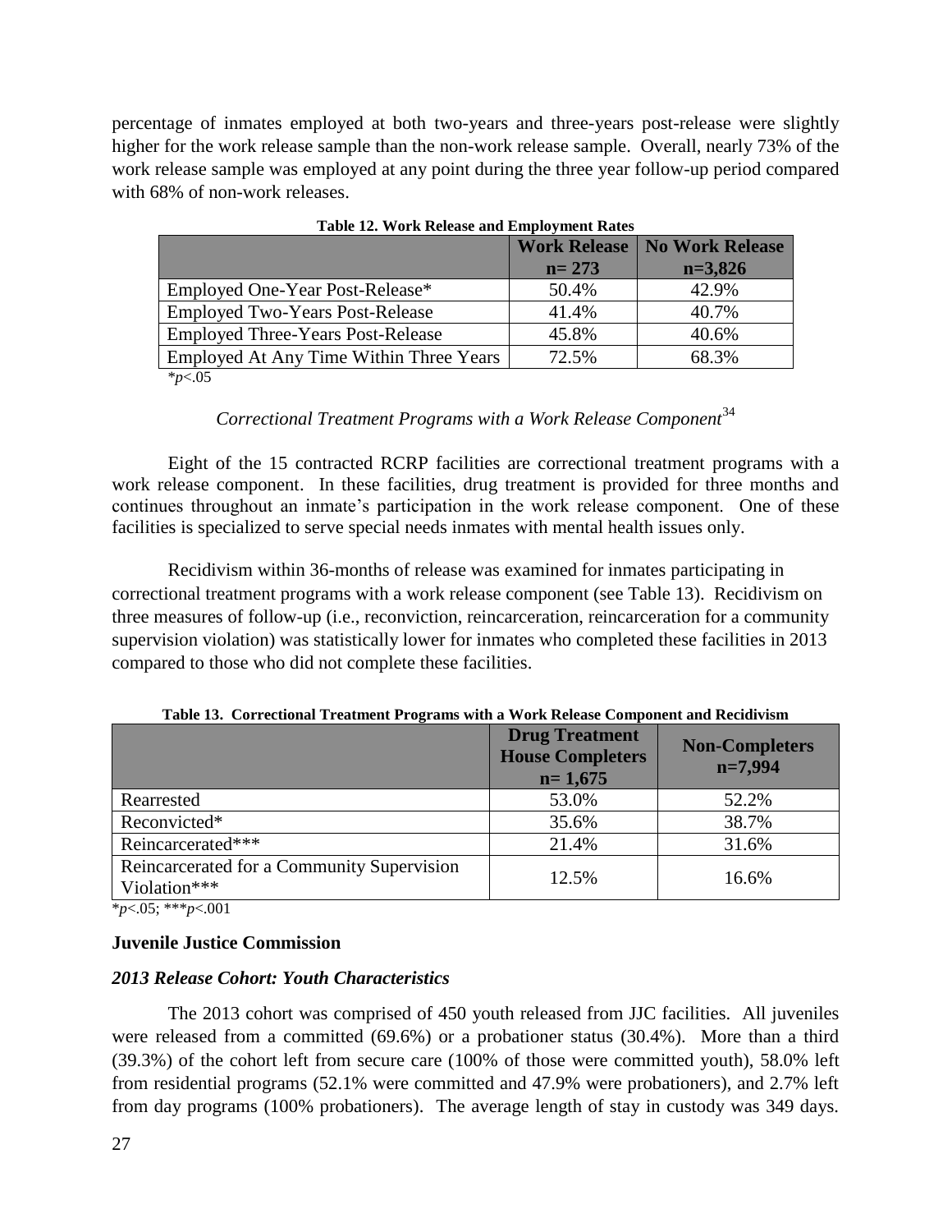percentage of inmates employed at both two-years and three-years post-release were slightly higher for the work release sample than the non-work release sample. Overall, nearly 73% of the work release sample was employed at any point during the three year follow-up period compared with 68% of non-work releases.

**Table 12. Work Release and Employment Rates**

| | Work Release n= 273 | No Work Release n=3,826 |
|---|---|---|
| Employed One-Year Post-Release* | 50.4% | 42.9% |
| Employed Two-Years Post-Release | 41.4% | 40.7% |
| Employed Three-Years Post-Release | 45.8% | 40.6% |
| Employed At Any Time Within Three Years | 72.5% | 68.3% |

*$p$<.05

### *Correctional Treatment Programs with a Work Release Component*[34]

Eight of the 15 contracted RCRP facilities are correctional treatment programs with a work release component. In these facilities, drug treatment is provided for three months and continues throughout an inmate's participation in the work release component. One of these facilities is specialized to serve special needs inmates with mental health issues only.

Recidivism within 36-months of release was examined for inmates participating in correctional treatment programs with a work release component (see Table 13). Recidivism on three measures of follow-up (i.e., reconviction, reincarceration, reincarceration for a community supervision violation) was statistically lower for inmates who completed these facilities in 2013 compared to those who did not complete these facilities.

**Table 13. Correctional Treatment Programs with a Work Release Component and Recidivism**

| | Drug Treatment House Completers n= 1,675 | Non-Completers n=7,994 |
|---|---|---|
| Rearrested | 53.0% | 52.2% |
| Reconvicted* | 35.6% | 38.7% |
| Reincarcerated*** | 21.4% | 31.6% |
| Reincarcerated for a Community Supervision Violation*** | 12.5% | 16.6% |

*$p$<.05; ***$p$<.001

## Juvenile Justice Commission

### *2013 Release Cohort: Youth Characteristics*

The 2013 cohort was comprised of 450 youth released from JJC facilities. All juveniles were released from a committed (69.6%) or a probationer status (30.4%). More than a third (39.3%) of the cohort left from secure care (100% of those were committed youth), 58.0% left from residential programs (52.1% were committed and 47.9% were probationers), and 2.7% left from day programs (100% probationers). The average length of stay in custody was 349 days.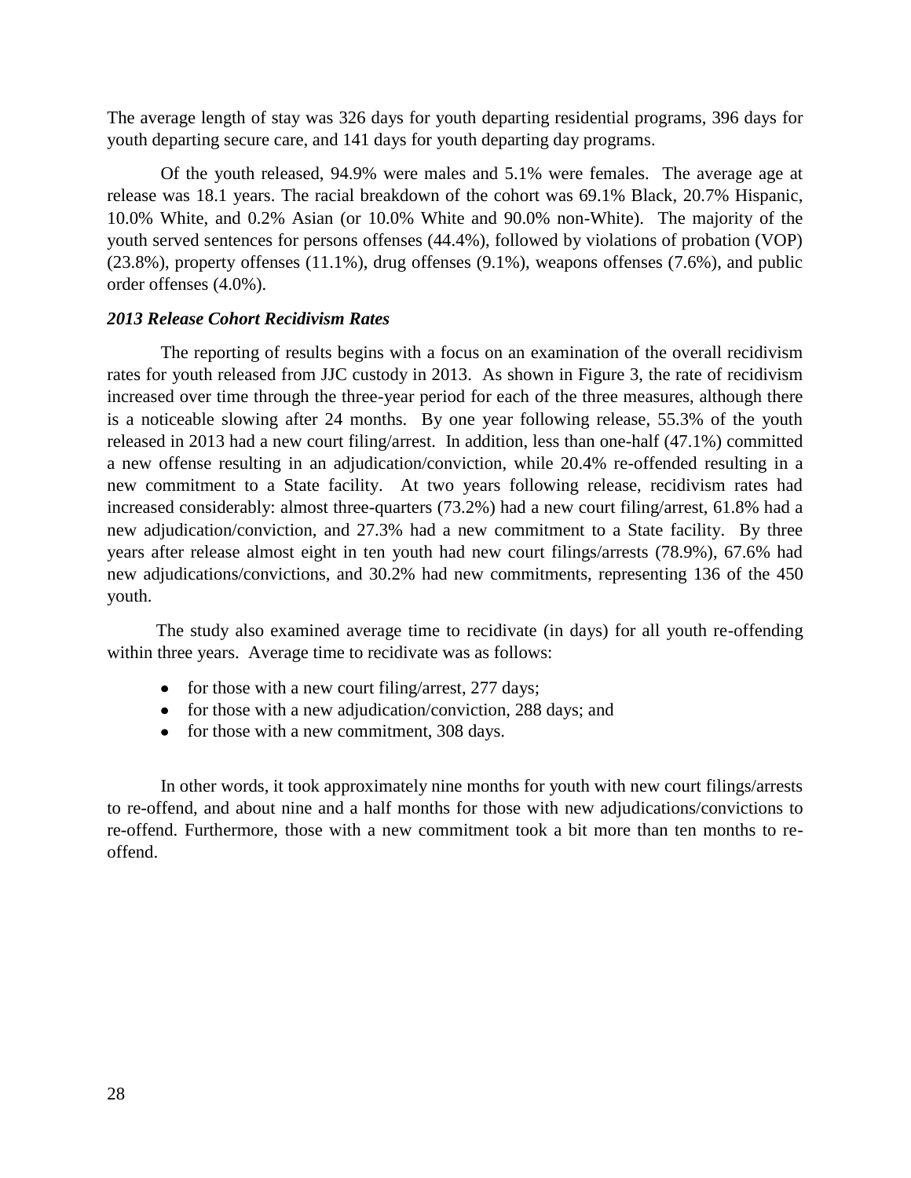The average length of stay was 326 days for youth departing residential programs, 396 days for youth departing secure care, and 141 days for youth departing day programs.

Of the youth released, 94.9% were males and 5.1% were females. The average age at release was 18.1 years. The racial breakdown of the cohort was 69.1% Black, 20.7% Hispanic, 10.0% White, and 0.2% Asian (or 10.0% White and 90.0% non-White). The majority of the youth served sentences for persons offenses (44.4%), followed by violations of probation (VOP) (23.8%), property offenses (11.1%), drug offenses (9.1%), weapons offenses (7.6%), and public order offenses (4.0%).

***2013 Release Cohort Recidivism Rates***

The reporting of results begins with a focus on an examination of the overall recidivism rates for youth released from JJC custody in 2013. As shown in Figure 3, the rate of recidivism increased over time through the three-year period for each of the three measures, although there is a noticeable slowing after 24 months. By one year following release, 55.3% of the youth released in 2013 had a new court filing/arrest. In addition, less than one-half (47.1%) committed a new offense resulting in an adjudication/conviction, while 20.4% re-offended resulting in a new commitment to a State facility. At two years following release, recidivism rates had increased considerably: almost three-quarters (73.2%) had a new court filing/arrest, 61.8% had a new adjudication/conviction, and 27.3% had a new commitment to a State facility. By three years after release almost eight in ten youth had new court filings/arrests (78.9%), 67.6% had new adjudications/convictions, and 30.2% had new commitments, representing 136 of the 450 youth.

The study also examined average time to recidivate (in days) for all youth re-offending within three years. Average time to recidivate was as follows:

- for those with a new court filing/arrest, 277 days;
- for those with a new adjudication/conviction, 288 days; and
- for those with a new commitment, 308 days.

In other words, it took approximately nine months for youth with new court filings/arrests to re-offend, and about nine and a half months for those with new adjudications/convictions to re-offend. Furthermore, those with a new commitment took a bit more than ten months to re-offend.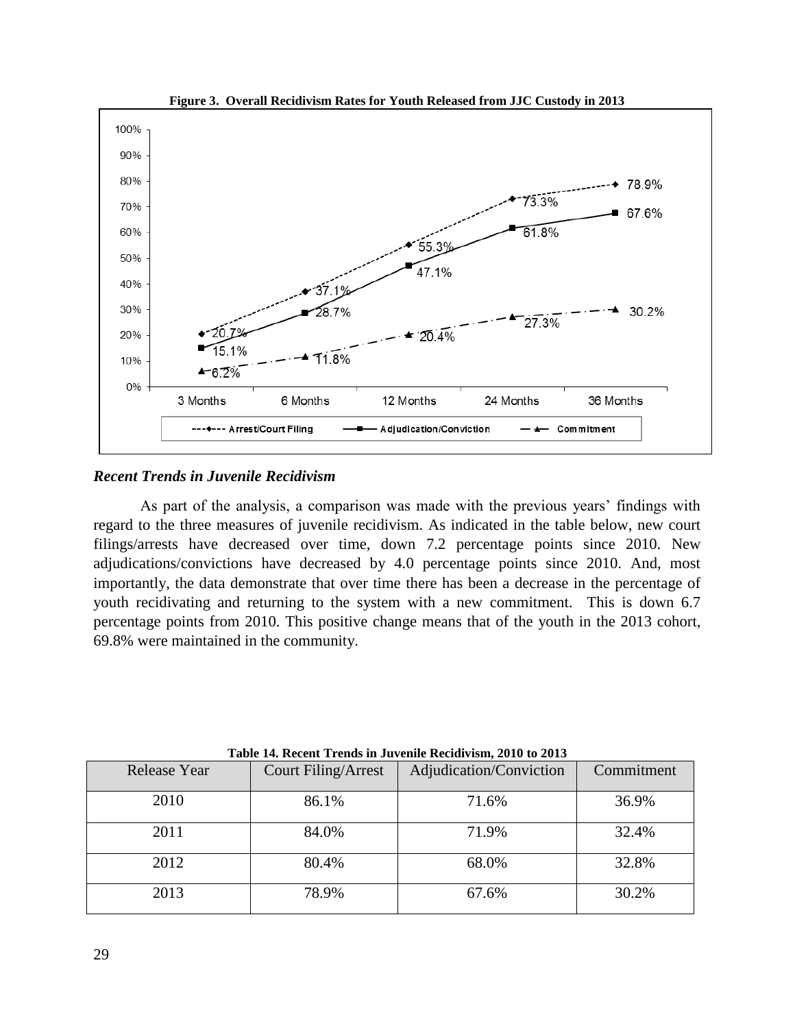**Figure 3. Overall Recidivism Rates for Youth Released from JJC Custody in 2013**

| | 3 Months | 6 Months | 12 Months | 24 Months | 36 Months |
|---|---|---|---|---|---|
| Arrest/Court Filing | 20.7% | 37.1% | 55.3% | 73.3% | 78.9% |
| Adjudication/Conviction | 15.1% | 28.7% | 47.1% | 61.8% | 67.6% |
| Commitment | 6.2% | 11.8% | 20.4% | 27.3% | 30.2% |

### *Recent Trends in Juvenile Recidivism*

As part of the analysis, a comparison was made with the previous years' findings with regard to the three measures of juvenile recidivism. As indicated in the table below, new court filings/arrests have decreased over time, down 7.2 percentage points since 2010. New adjudications/convictions have decreased by 4.0 percentage points since 2010. And, most importantly, the data demonstrate that over time there has been a decrease in the percentage of youth recidivating and returning to the system with a new commitment. This is down 6.7 percentage points from 2010. This positive change means that of the youth in the 2013 cohort, 69.8% were maintained in the community.

**Table 14. Recent Trends in Juvenile Recidivism, 2010 to 2013**

| Release Year | Court Filing/Arrest | Adjudication/Conviction | Commitment |
|---|---|---|---|
| 2010 | 86.1% | 71.6% | 36.9% |
| 2011 | 84.0% | 71.9% | 32.4% |
| 2012 | 80.4% | 68.0% | 32.8% |
| 2013 | 78.9% | 67.6% | 30.2% |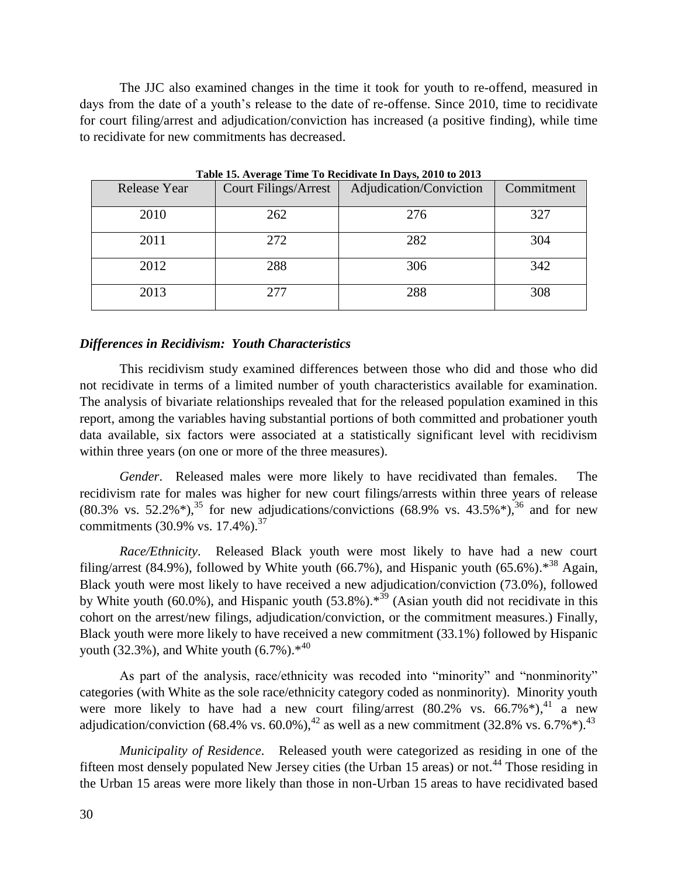The JJC also examined changes in the time it took for youth to re-offend, measured in days from the date of a youth's release to the date of re-offense. Since 2010, time to recidivate for court filing/arrest and adjudication/conviction has increased (a positive finding), while time to recidivate for new commitments has decreased.

**Table 15. Average Time To Recidivate In Days, 2010 to 2013**

| Release Year | Court Filings/Arrest | Adjudication/Conviction | Commitment |
|---|---|---|---|
| 2010 | 262 | 276 | 327 |
| 2011 | 272 | 282 | 304 |
| 2012 | 288 | 306 | 342 |
| 2013 | 277 | 288 | 308 |

### *Differences in Recidivism: Youth Characteristics*

This recidivism study examined differences between those who did and those who did not recidivate in terms of a limited number of youth characteristics available for examination. The analysis of bivariate relationships revealed that for the released population examined in this report, among the variables having substantial portions of both committed and probationer youth data available, six factors were associated at a statistically significant level with recidivism within three years (on one or more of the three measures).

*Gender*. Released males were more likely to have recidivated than females. The recidivism rate for males was higher for new court filings/arrests within three years of release (80.3% vs. 52.2%*),[35] for new adjudications/convictions (68.9% vs. 43.5%*),[36] and for new commitments (30.9% vs. 17.4%).[37]

*Race/Ethnicity*. Released Black youth were most likely to have had a new court filing/arrest (84.9%), followed by White youth (66.7%), and Hispanic youth (65.6%).*[38] Again, Black youth were most likely to have received a new adjudication/conviction (73.0%), followed by White youth (60.0%), and Hispanic youth (53.8%).*[39] (Asian youth did not recidivate in this cohort on the arrest/new filings, adjudication/conviction, or the commitment measures.) Finally, Black youth were more likely to have received a new commitment (33.1%) followed by Hispanic youth (32.3%), and White youth (6.7%).*[40]

As part of the analysis, race/ethnicity was recoded into "minority" and "nonminority" categories (with White as the sole race/ethnicity category coded as nonminority). Minority youth were more likely to have had a new court filing/arrest (80.2% vs. 66.7%*),[41] a new adjudication/conviction (68.4% vs. 60.0%),[42] as well as a new commitment (32.8% vs. 6.7%*).[43]

*Municipality of Residence*. Released youth were categorized as residing in one of the fifteen most densely populated New Jersey cities (the Urban 15 areas) or not.[44] Those residing in the Urban 15 areas were more likely than those in non-Urban 15 areas to have recidivated based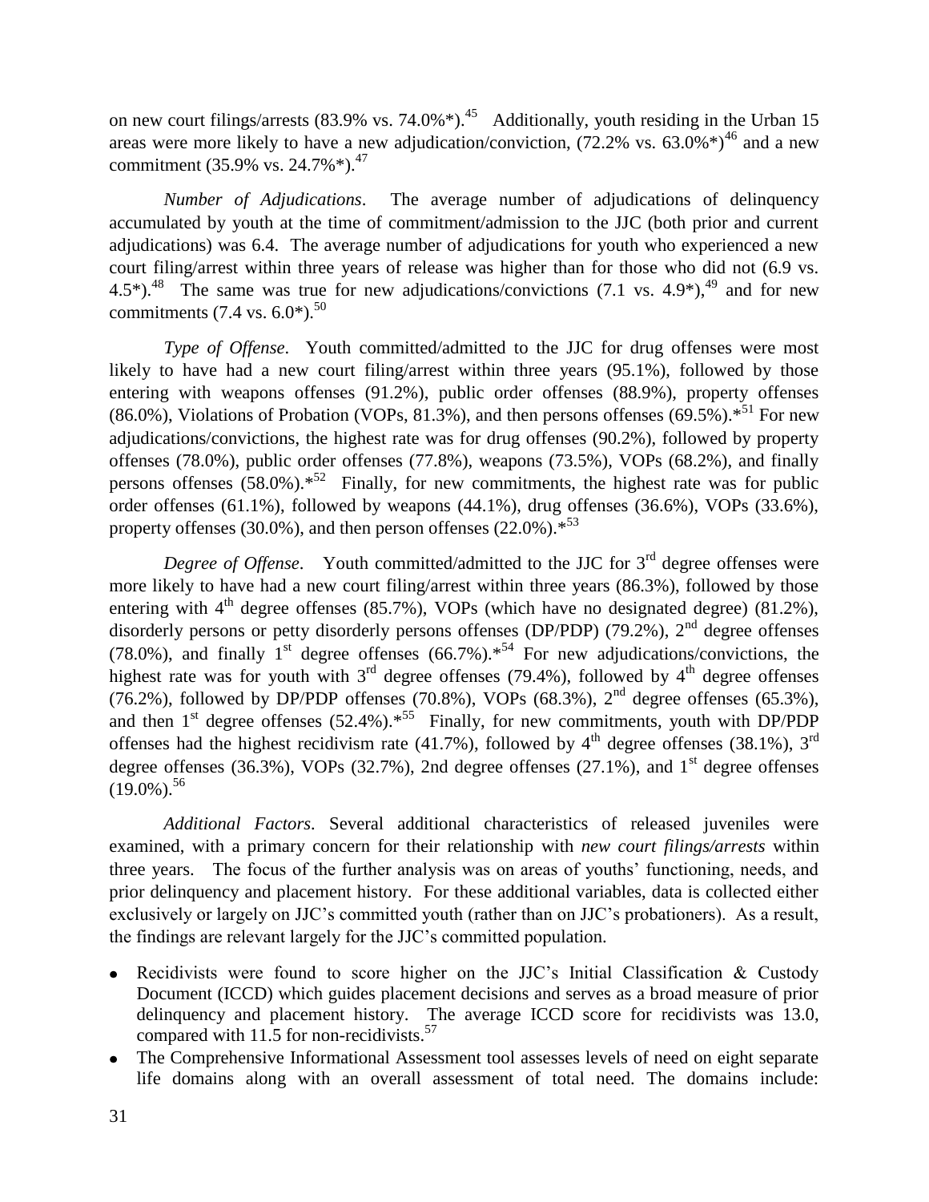on new court filings/arrests (83.9% vs. 74.0%*).[45] Additionally, youth residing in the Urban 15 areas were more likely to have a new adjudication/conviction, (72.2% vs. 63.0%*)[46] and a new commitment (35.9% vs. 24.7%*).[47]

*Number of Adjudications*. The average number of adjudications of delinquency accumulated by youth at the time of commitment/admission to the JJC (both prior and current adjudications) was 6.4. The average number of adjudications for youth who experienced a new court filing/arrest within three years of release was higher than for those who did not (6.9 vs. 4.5*).[48] The same was true for new adjudications/convictions (7.1 vs. 4.9*),[49] and for new commitments (7.4 vs. 6.0*).[50]

*Type of Offense*. Youth committed/admitted to the JJC for drug offenses were most likely to have had a new court filing/arrest within three years (95.1%), followed by those entering with weapons offenses (91.2%), public order offenses (88.9%), property offenses (86.0%), Violations of Probation (VOPs, 81.3%), and then persons offenses (69.5%).*[51] For new adjudications/convictions, the highest rate was for drug offenses (90.2%), followed by property offenses (78.0%), public order offenses (77.8%), weapons (73.5%), VOPs (68.2%), and finally persons offenses (58.0%).*[52] Finally, for new commitments, the highest rate was for public order offenses (61.1%), followed by weapons (44.1%), drug offenses (36.6%), VOPs (33.6%), property offenses (30.0%), and then person offenses (22.0%).*[53]

*Degree of Offense*. Youth committed/admitted to the JJC for 3rd degree offenses were more likely to have had a new court filing/arrest within three years (86.3%), followed by those entering with 4th degree offenses (85.7%), VOPs (which have no designated degree) (81.2%), disorderly persons or petty disorderly persons offenses (DP/PDP) (79.2%), 2nd degree offenses (78.0%), and finally 1st degree offenses (66.7%).*[54] For new adjudications/convictions, the highest rate was for youth with 3rd degree offenses (79.4%), followed by 4th degree offenses (76.2%), followed by DP/PDP offenses (70.8%), VOPs (68.3%), 2nd degree offenses (65.3%), and then 1st degree offenses (52.4%).*[55] Finally, for new commitments, youth with DP/PDP offenses had the highest recidivism rate (41.7%), followed by 4th degree offenses (38.1%), 3rd degree offenses (36.3%), VOPs (32.7%), 2nd degree offenses (27.1%), and 1st degree offenses (19.0%).[56]

*Additional Factors*. Several additional characteristics of released juveniles were examined, with a primary concern for their relationship with *new court filings/arrests* within three years. The focus of the further analysis was on areas of youths' functioning, needs, and prior delinquency and placement history. For these additional variables, data is collected either exclusively or largely on JJC's committed youth (rather than on JJC's probationers). As a result, the findings are relevant largely for the JJC's committed population.

- Recidivists were found to score higher on the JJC's Initial Classification & Custody Document (ICCD) which guides placement decisions and serves as a broad measure of prior delinquency and placement history. The average ICCD score for recidivists was 13.0, compared with 11.5 for non-recidivists.[57]
- The Comprehensive Informational Assessment tool assesses levels of need on eight separate life domains along with an overall assessment of total need. The domains include: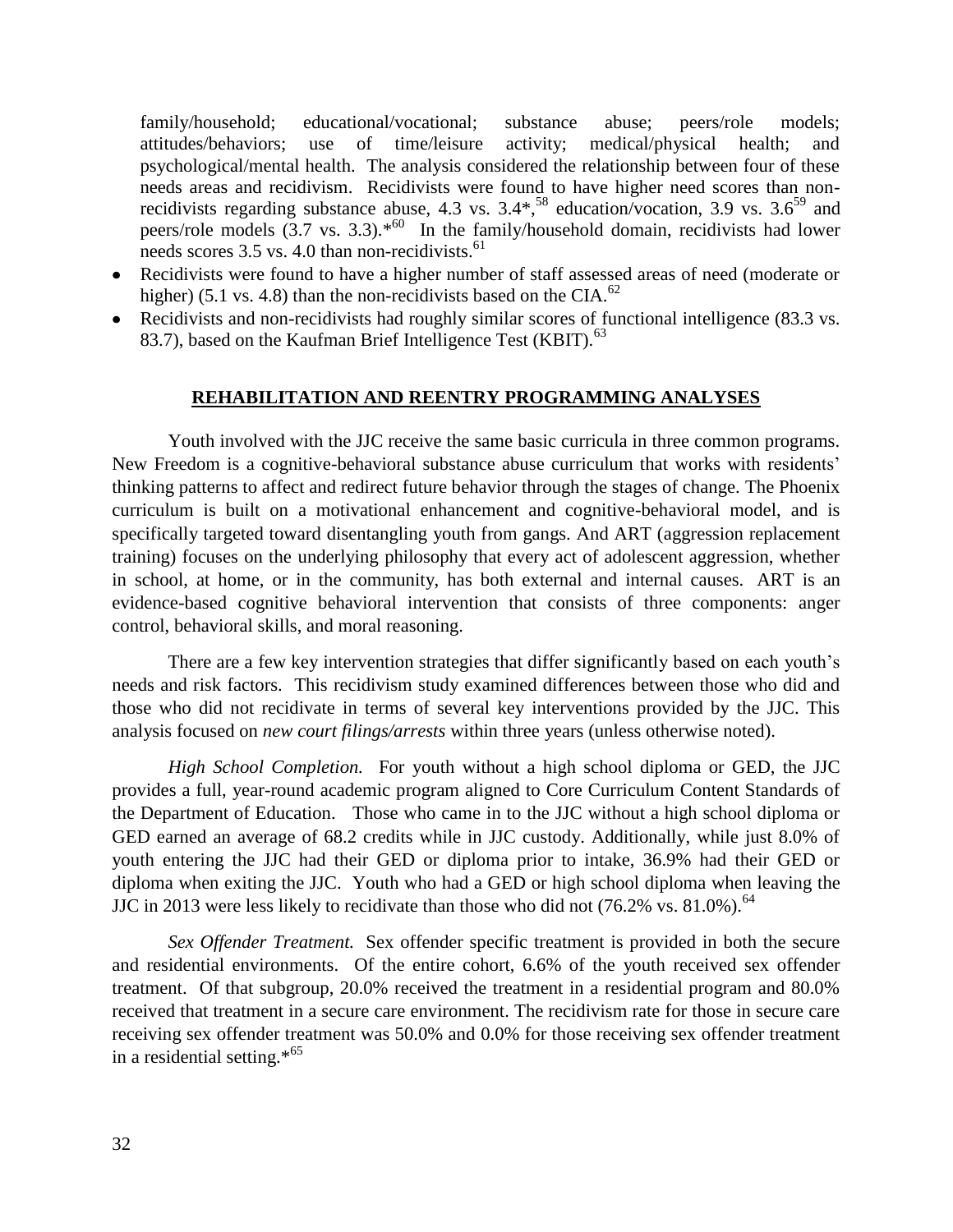family/household; educational/vocational; substance abuse; peers/role models; attitudes/behaviors; use of time/leisure activity; medical/physical health; and psychological/mental health. The analysis considered the relationship between four of these needs areas and recidivism. Recidivists were found to have higher need scores than non-recidivists regarding substance abuse, 4.3 vs. 3.4*,[58] education/vocation, 3.9 vs. 3.6[59] and peers/role models (3.7 vs. 3.3).*[60] In the family/household domain, recidivists had lower needs scores 3.5 vs. 4.0 than non-recidivists.[61]

- Recidivists were found to have a higher number of staff assessed areas of need (moderate or higher) (5.1 vs. 4.8) than the non-recidivists based on the CIA.[62]
- Recidivists and non-recidivists had roughly similar scores of functional intelligence (83.3 vs. 83.7), based on the Kaufman Brief Intelligence Test (KBIT).[63]

## REHABILITATION AND REENTRY PROGRAMMING ANALYSES

Youth involved with the JJC receive the same basic curricula in three common programs. New Freedom is a cognitive-behavioral substance abuse curriculum that works with residents' thinking patterns to affect and redirect future behavior through the stages of change. The Phoenix curriculum is built on a motivational enhancement and cognitive-behavioral model, and is specifically targeted toward disentangling youth from gangs. And ART (aggression replacement training) focuses on the underlying philosophy that every act of adolescent aggression, whether in school, at home, or in the community, has both external and internal causes. ART is an evidence-based cognitive behavioral intervention that consists of three components: anger control, behavioral skills, and moral reasoning.

There are a few key intervention strategies that differ significantly based on each youth's needs and risk factors. This recidivism study examined differences between those who did and those who did not recidivate in terms of several key interventions provided by the JJC. This analysis focused on *new court filings/arrests* within three years (unless otherwise noted).

*High School Completion.* For youth without a high school diploma or GED, the JJC provides a full, year-round academic program aligned to Core Curriculum Content Standards of the Department of Education. Those who came in to the JJC without a high school diploma or GED earned an average of 68.2 credits while in JJC custody. Additionally, while just 8.0% of youth entering the JJC had their GED or diploma prior to intake, 36.9% had their GED or diploma when exiting the JJC. Youth who had a GED or high school diploma when leaving the JJC in 2013 were less likely to recidivate than those who did not (76.2% vs. 81.0%).[64]

*Sex Offender Treatment.* Sex offender specific treatment is provided in both the secure and residential environments. Of the entire cohort, 6.6% of the youth received sex offender treatment. Of that subgroup, 20.0% received the treatment in a residential program and 80.0% received that treatment in a secure care environment. The recidivism rate for those in secure care receiving sex offender treatment was 50.0% and 0.0% for those receiving sex offender treatment in a residential setting.*[65]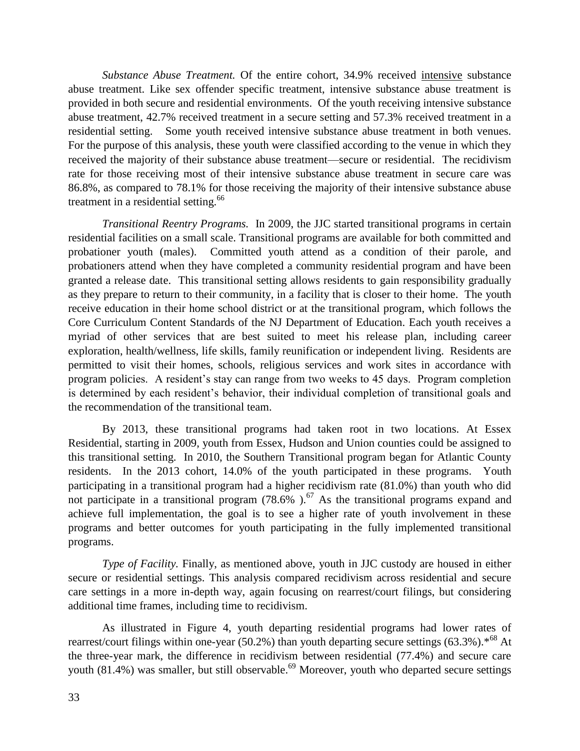*Substance Abuse Treatment.* Of the entire cohort, 34.9% received intensive substance abuse treatment. Like sex offender specific treatment, intensive substance abuse treatment is provided in both secure and residential environments. Of the youth receiving intensive substance abuse treatment, 42.7% received treatment in a secure setting and 57.3% received treatment in a residential setting. Some youth received intensive substance abuse treatment in both venues. For the purpose of this analysis, these youth were classified according to the venue in which they received the majority of their substance abuse treatment—secure or residential. The recidivism rate for those receiving most of their intensive substance abuse treatment in secure care was 86.8%, as compared to 78.1% for those receiving the majority of their intensive substance abuse treatment in a residential setting.[66]

*Transitional Reentry Programs.* In 2009, the JJC started transitional programs in certain residential facilities on a small scale. Transitional programs are available for both committed and probationer youth (males). Committed youth attend as a condition of their parole, and probationers attend when they have completed a community residential program and have been granted a release date. This transitional setting allows residents to gain responsibility gradually as they prepare to return to their community, in a facility that is closer to their home. The youth receive education in their home school district or at the transitional program, which follows the Core Curriculum Content Standards of the NJ Department of Education. Each youth receives a myriad of other services that are best suited to meet his release plan, including career exploration, health/wellness, life skills, family reunification or independent living. Residents are permitted to visit their homes, schools, religious services and work sites in accordance with program policies. A resident's stay can range from two weeks to 45 days. Program completion is determined by each resident's behavior, their individual completion of transitional goals and the recommendation of the transitional team.

By 2013, these transitional programs had taken root in two locations. At Essex Residential, starting in 2009, youth from Essex, Hudson and Union counties could be assigned to this transitional setting. In 2010, the Southern Transitional program began for Atlantic County residents. In the 2013 cohort, 14.0% of the youth participated in these programs. Youth participating in a transitional program had a higher recidivism rate (81.0%) than youth who did not participate in a transitional program (78.6% ).[67] As the transitional programs expand and achieve full implementation, the goal is to see a higher rate of youth involvement in these programs and better outcomes for youth participating in the fully implemented transitional programs.

*Type of Facility.* Finally, as mentioned above, youth in JJC custody are housed in either secure or residential settings. This analysis compared recidivism across residential and secure care settings in a more in-depth way, again focusing on rearrest/court filings, but considering additional time frames, including time to recidivism.

As illustrated in Figure 4, youth departing residential programs had lower rates of rearrest/court filings within one-year (50.2%) than youth departing secure settings (63.3%).*[68] At the three-year mark, the difference in recidivism between residential (77.4%) and secure care youth (81.4%) was smaller, but still observable.[69] Moreover, youth who departed secure settings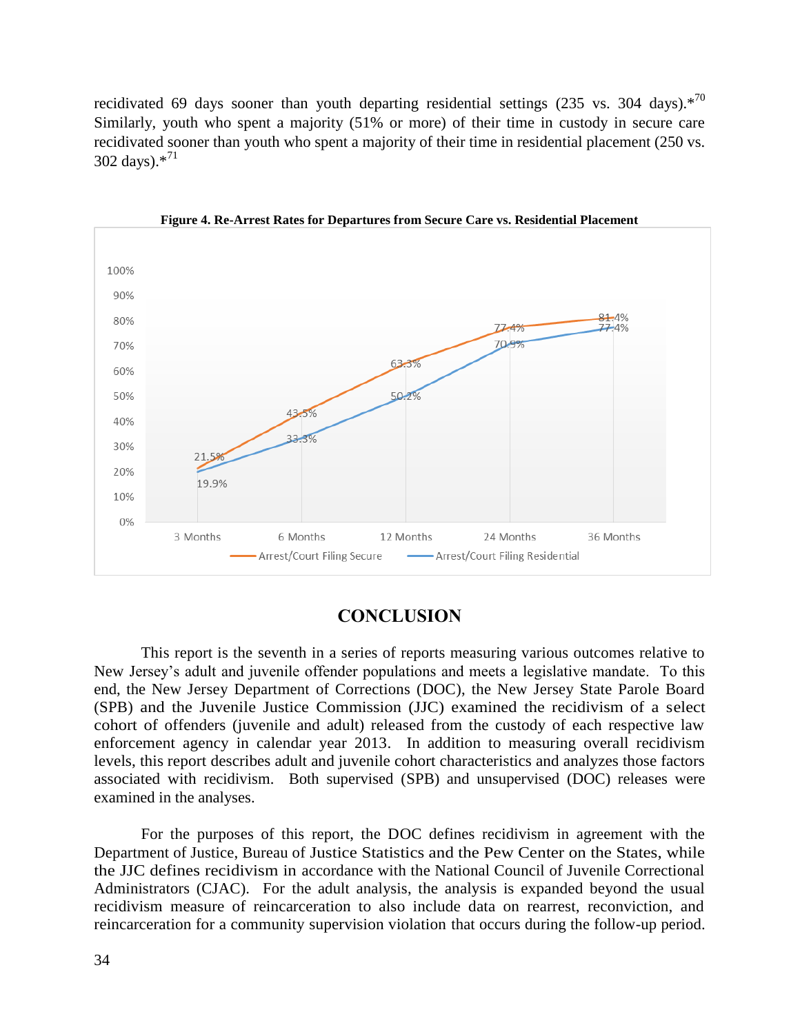recidivated 69 days sooner than youth departing residential settings (235 vs. 304 days).*[70] Similarly, youth who spent a majority (51% or more) of their time in custody in secure care recidivated sooner than youth who spent a majority of their time in residential placement (250 vs. 302 days).*[71]

**Figure 4. Re-Arrest Rates for Departures from Secure Care vs. Residential Placement**

| | 3 Months | 6 Months | 12 Months | 24 Months | 36 Months |
|---|---|---|---|---|---|
| Arrest/Court Filing Secure | 21.5% | 43.5% | 63.3% | 77.4% | 81.4% |
| Arrest/Court Filing Residential | 19.9% | 33.3% | 50.2% | 70.9% | 77.4% |

## CONCLUSION

This report is the seventh in a series of reports measuring various outcomes relative to New Jersey's adult and juvenile offender populations and meets a legislative mandate. To this end, the New Jersey Department of Corrections (DOC), the New Jersey State Parole Board (SPB) and the Juvenile Justice Commission (JJC) examined the recidivism of a select cohort of offenders (juvenile and adult) released from the custody of each respective law enforcement agency in calendar year 2013. In addition to measuring overall recidivism levels, this report describes adult and juvenile cohort characteristics and analyzes those factors associated with recidivism. Both supervised (SPB) and unsupervised (DOC) releases were examined in the analyses.

For the purposes of this report, the DOC defines recidivism in agreement with the Department of Justice, Bureau of Justice Statistics and the Pew Center on the States, while the JJC defines recidivism in accordance with the National Council of Juvenile Correctional Administrators (CJAC). For the adult analysis, the analysis is expanded beyond the usual recidivism measure of reincarceration to also include data on rearrest, reconviction, and reincarceration for a community supervision violation that occurs during the follow-up period.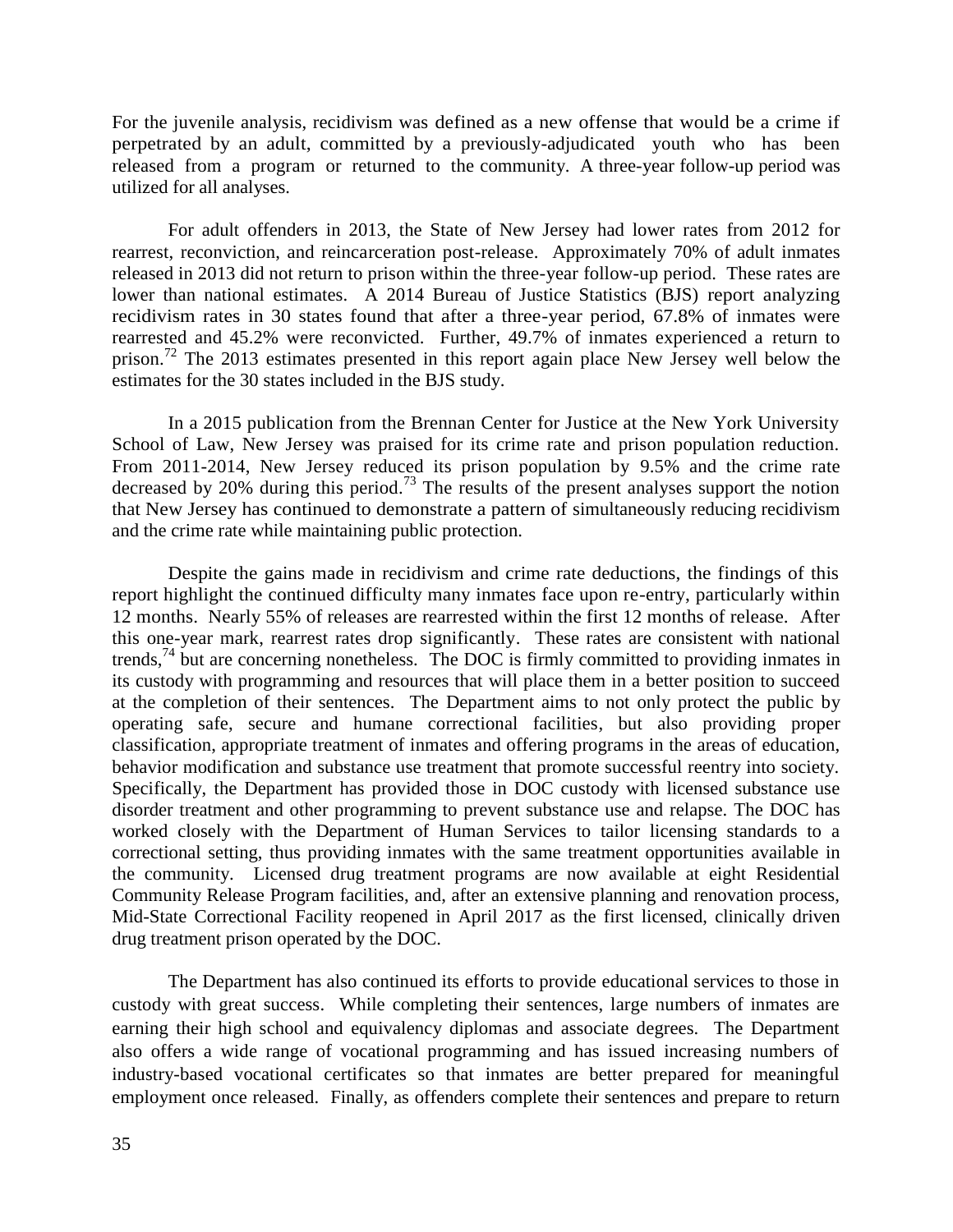For the juvenile analysis, recidivism was defined as a new offense that would be a crime if perpetrated by an adult, committed by a previously-adjudicated youth who has been released from a program or returned to the community. A three-year follow-up period was utilized for all analyses.

For adult offenders in 2013, the State of New Jersey had lower rates from 2012 for rearrest, reconviction, and reincarceration post-release. Approximately 70% of adult inmates released in 2013 did not return to prison within the three-year follow-up period. These rates are lower than national estimates. A 2014 Bureau of Justice Statistics (BJS) report analyzing recidivism rates in 30 states found that after a three-year period, 67.8% of inmates were rearrested and 45.2% were reconvicted. Further, 49.7% of inmates experienced a return to prison.[72] The 2013 estimates presented in this report again place New Jersey well below the estimates for the 30 states included in the BJS study.

In a 2015 publication from the Brennan Center for Justice at the New York University School of Law, New Jersey was praised for its crime rate and prison population reduction. From 2011-2014, New Jersey reduced its prison population by 9.5% and the crime rate decreased by 20% during this period.[73] The results of the present analyses support the notion that New Jersey has continued to demonstrate a pattern of simultaneously reducing recidivism and the crime rate while maintaining public protection.

Despite the gains made in recidivism and crime rate deductions, the findings of this report highlight the continued difficulty many inmates face upon re-entry, particularly within 12 months. Nearly 55% of releases are rearrested within the first 12 months of release. After this one-year mark, rearrest rates drop significantly. These rates are consistent with national trends,[74] but are concerning nonetheless. The DOC is firmly committed to providing inmates in its custody with programming and resources that will place them in a better position to succeed at the completion of their sentences. The Department aims to not only protect the public by operating safe, secure and humane correctional facilities, but also providing proper classification, appropriate treatment of inmates and offering programs in the areas of education, behavior modification and substance use treatment that promote successful reentry into society. Specifically, the Department has provided those in DOC custody with licensed substance use disorder treatment and other programming to prevent substance use and relapse. The DOC has worked closely with the Department of Human Services to tailor licensing standards to a correctional setting, thus providing inmates with the same treatment opportunities available in the community. Licensed drug treatment programs are now available at eight Residential Community Release Program facilities, and, after an extensive planning and renovation process, Mid-State Correctional Facility reopened in April 2017 as the first licensed, clinically driven drug treatment prison operated by the DOC.

The Department has also continued its efforts to provide educational services to those in custody with great success. While completing their sentences, large numbers of inmates are earning their high school and equivalency diplomas and associate degrees. The Department also offers a wide range of vocational programming and has issued increasing numbers of industry-based vocational certificates so that inmates are better prepared for meaningful employment once released. Finally, as offenders complete their sentences and prepare to return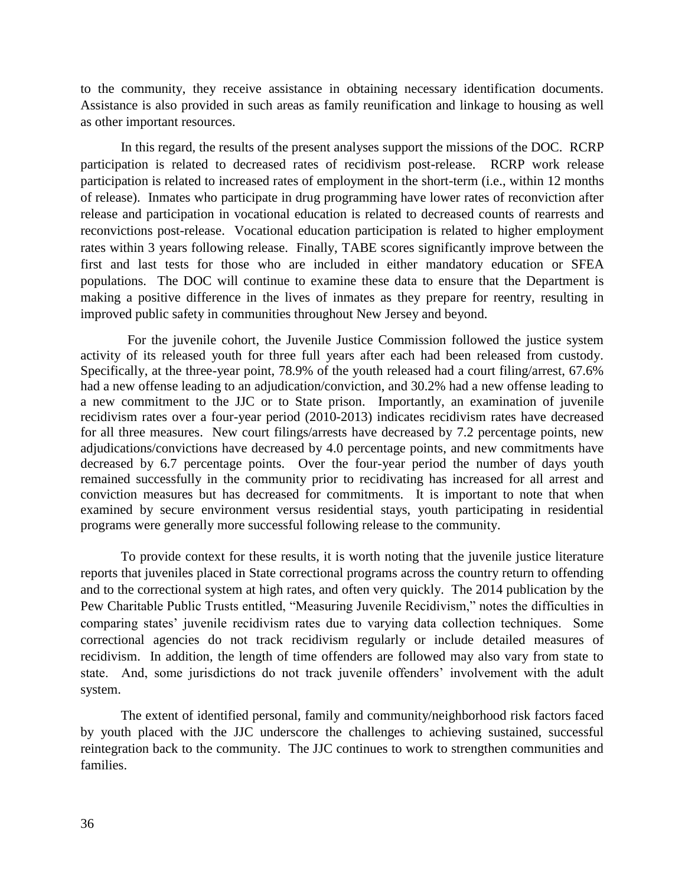to the community, they receive assistance in obtaining necessary identification documents. Assistance is also provided in such areas as family reunification and linkage to housing as well as other important resources.

In this regard, the results of the present analyses support the missions of the DOC. RCRP participation is related to decreased rates of recidivism post-release. RCRP work release participation is related to increased rates of employment in the short-term (i.e., within 12 months of release). Inmates who participate in drug programming have lower rates of reconviction after release and participation in vocational education is related to decreased counts of rearrests and reconvictions post-release. Vocational education participation is related to higher employment rates within 3 years following release. Finally, TABE scores significantly improve between the first and last tests for those who are included in either mandatory education or SFEA populations. The DOC will continue to examine these data to ensure that the Department is making a positive difference in the lives of inmates as they prepare for reentry, resulting in improved public safety in communities throughout New Jersey and beyond.

For the juvenile cohort, the Juvenile Justice Commission followed the justice system activity of its released youth for three full years after each had been released from custody. Specifically, at the three-year point, 78.9% of the youth released had a court filing/arrest, 67.6% had a new offense leading to an adjudication/conviction, and 30.2% had a new offense leading to a new commitment to the JJC or to State prison. Importantly, an examination of juvenile recidivism rates over a four-year period (2010-2013) indicates recidivism rates have decreased for all three measures. New court filings/arrests have decreased by 7.2 percentage points, new adjudications/convictions have decreased by 4.0 percentage points, and new commitments have decreased by 6.7 percentage points. Over the four-year period the number of days youth remained successfully in the community prior to recidivating has increased for all arrest and conviction measures but has decreased for commitments. It is important to note that when examined by secure environment versus residential stays, youth participating in residential programs were generally more successful following release to the community.

To provide context for these results, it is worth noting that the juvenile justice literature reports that juveniles placed in State correctional programs across the country return to offending and to the correctional system at high rates, and often very quickly. The 2014 publication by the Pew Charitable Public Trusts entitled, "Measuring Juvenile Recidivism," notes the difficulties in comparing states' juvenile recidivism rates due to varying data collection techniques. Some correctional agencies do not track recidivism regularly or include detailed measures of recidivism. In addition, the length of time offenders are followed may also vary from state to state. And, some jurisdictions do not track juvenile offenders' involvement with the adult system.

The extent of identified personal, family and community/neighborhood risk factors faced by youth placed with the JJC underscore the challenges to achieving sustained, successful reintegration back to the community. The JJC continues to work to strengthen communities and families.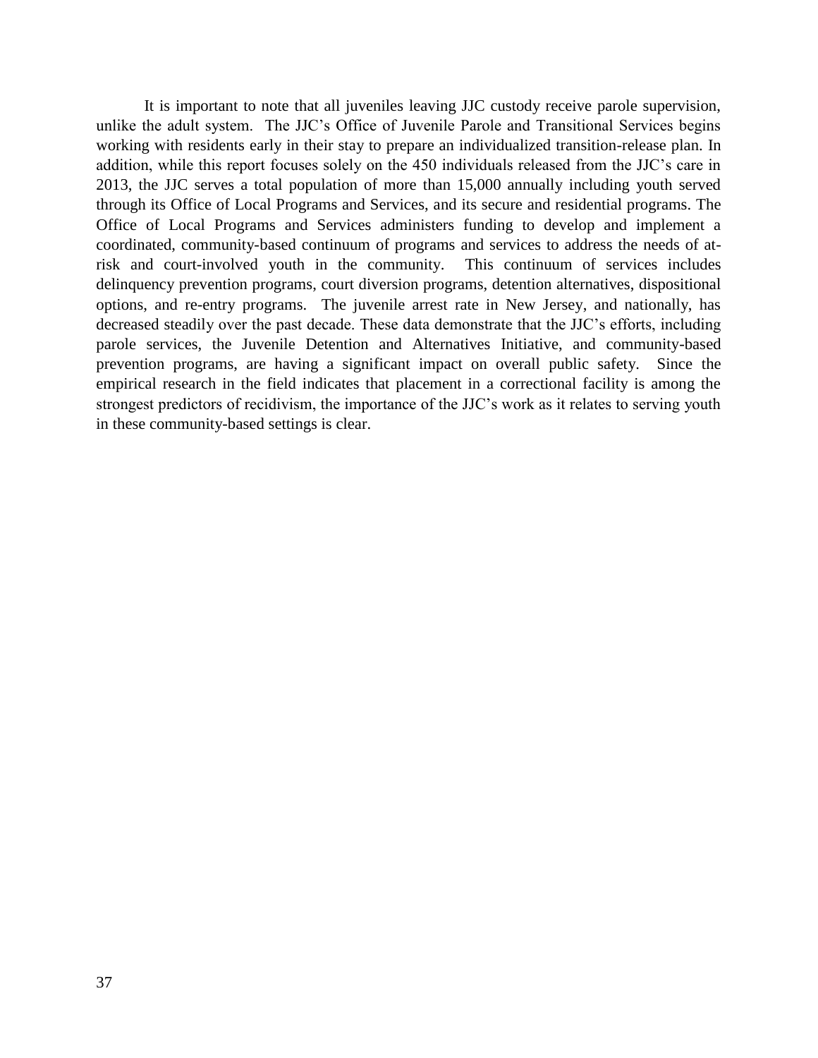It is important to note that all juveniles leaving JJC custody receive parole supervision, unlike the adult system. The JJC's Office of Juvenile Parole and Transitional Services begins working with residents early in their stay to prepare an individualized transition-release plan. In addition, while this report focuses solely on the 450 individuals released from the JJC's care in 2013, the JJC serves a total population of more than 15,000 annually including youth served through its Office of Local Programs and Services, and its secure and residential programs. The Office of Local Programs and Services administers funding to develop and implement a coordinated, community-based continuum of programs and services to address the needs of at-risk and court-involved youth in the community. This continuum of services includes delinquency prevention programs, court diversion programs, detention alternatives, dispositional options, and re-entry programs. The juvenile arrest rate in New Jersey, and nationally, has decreased steadily over the past decade. These data demonstrate that the JJC's efforts, including parole services, the Juvenile Detention and Alternatives Initiative, and community-based prevention programs, are having a significant impact on overall public safety. Since the empirical research in the field indicates that placement in a correctional facility is among the strongest predictors of recidivism, the importance of the JJC's work as it relates to serving youth in these community-based settings is clear.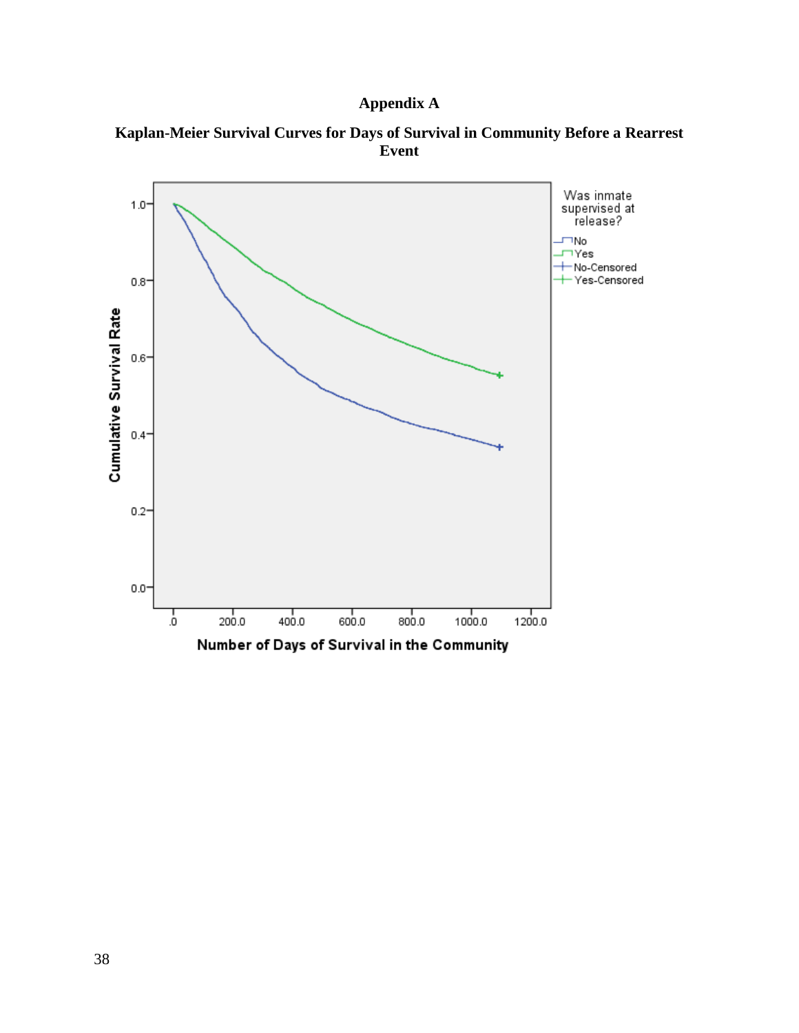# Appendix A

**Kaplan-Meier Survival Curves for Days of Survival in Community Before a Rearrest Event**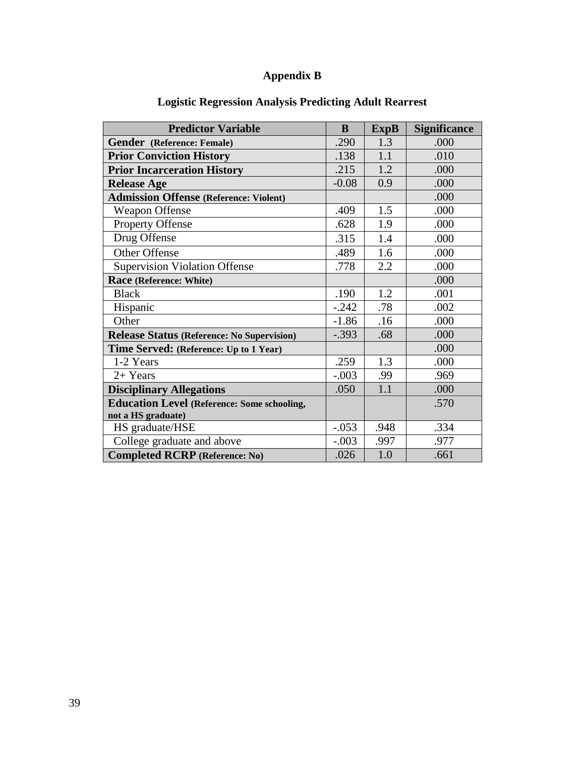# Appendix B

## Logistic Regression Analysis Predicting Adult Rearrest

| Predictor Variable | B | ExpB | Significance |
|---|---|---|---|
| **Gender (Reference: Female)** | .290 | 1.3 | .000 |
| **Prior Conviction History** | .138 | 1.1 | .010 |
| **Prior Incarceration History** | .215 | 1.2 | .000 |
| **Release Age** | -0.08 | 0.9 | .000 |
| **Admission Offense (Reference: Violent)** | | | .000 |
| Weapon Offense | .409 | 1.5 | .000 |
| Property Offense | .628 | 1.9 | .000 |
| Drug Offense | .315 | 1.4 | .000 |
| Other Offense | .489 | 1.6 | .000 |
| Supervision Violation Offense | .778 | 2.2 | .000 |
| **Race (Reference: White)** | | | .000 |
| Black | .190 | 1.2 | .001 |
| Hispanic | -.242 | .78 | .002 |
| Other | -1.86 | .16 | .000 |
| **Release Status (Reference: No Supervision)** | -.393 | .68 | .000 |
| **Time Served: (Reference: Up to 1 Year)** | | | .000 |
| 1-2 Years | .259 | 1.3 | .000 |
| 2+ Years | -.003 | .99 | .969 |
| **Disciplinary Allegations** | .050 | 1.1 | .000 |
| **Education Level (Reference: Some schooling, not a HS graduate)** | | | .570 |
| HS graduate/HSE | -.053 | .948 | .334 |
| College graduate and above | -.003 | .997 | .977 |
| **Completed RCRP (Reference: No)** | .026 | 1.0 | .661 |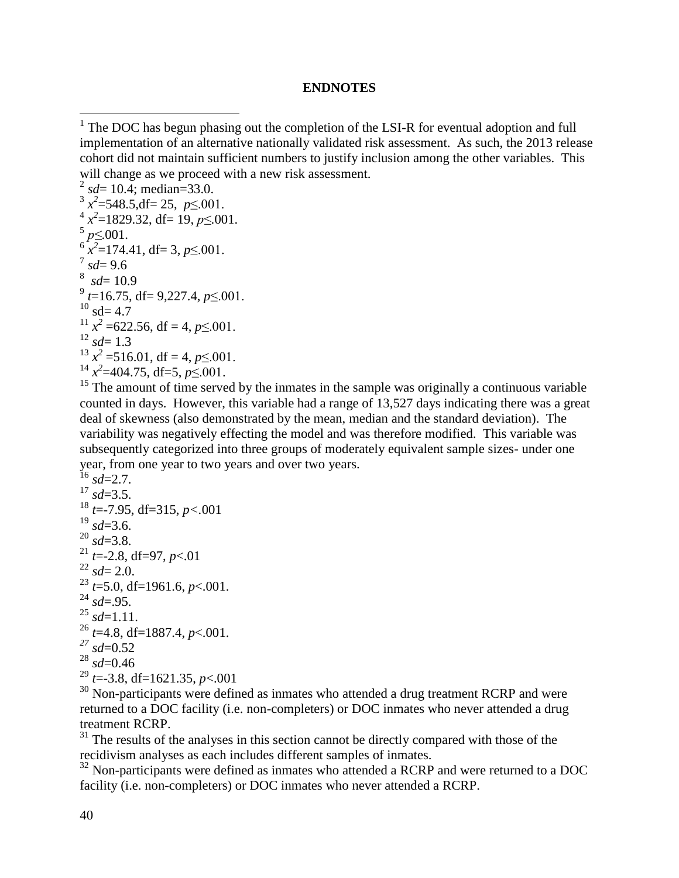**ENDNOTES**

[1] The DOC has begun phasing out the completion of the LSI-R for eventual adoption and full implementation of an alternative nationally validated risk assessment. As such, the 2013 release cohort did not maintain sufficient numbers to justify inclusion among the other variables. This will change as we proceed with a new risk assessment.

[2] *sd*= 10.4; median=33.0.

[3] $x^2$=548.5,df= 25, $p \leq .001$.

[4] $x^2$=1829.32, df= 19, $p \leq .001$.

[5] $p \leq .001$.

[6] $x^2$=174.41, df= 3, $p \leq .001$.

[7] *sd*= 9.6

[8] *sd*= 10.9

[9] *t*=16.75, df= 9,227.4, $p \leq .001$.

[10] sd= 4.7

[11] $x^2$ =622.56, df = 4, $p \leq .001$.

[12] *sd*= 1.3

[13] $x^2$ =516.01, df = 4, $p \leq .001$.

[14] $x^2$=404.75, df=5, $p \leq .001$.

[15] The amount of time served by the inmates in the sample was originally a continuous variable counted in days. However, this variable had a range of 13,527 days indicating there was a great deal of skewness (also demonstrated by the mean, median and the standard deviation). The variability was negatively effecting the model and was therefore modified. This variable was subsequently categorized into three groups of moderately equivalent sample sizes- under one year, from one year to two years and over two years.

[16] *sd*=2.7.

[17] *sd*=3.5.

[18] *t*=-7.95, df=315, $p < .001$

[19] *sd*=3.6.

[20] *sd*=3.8.

[21] *t*=-2.8, df=97, $p < .01$

[22] *sd*= 2.0.

[23] *t*=5.0, df=1961.6, $p < .001$.

[24] *sd*=.95.

[25] *sd*=1.11.

[26] *t*=4.8, df=1887.4, $p < .001$.

[27] *sd*=0.52

[28] *sd*=0.46

[29] *t*=-3.8, df=1621.35, $p < .001$

[30] Non-participants were defined as inmates who attended a drug treatment RCRP and were returned to a DOC facility (i.e. non-completers) or DOC inmates who never attended a drug treatment RCRP.

[31] The results of the analyses in this section cannot be directly compared with those of the recidivism analyses as each includes different samples of inmates.

[32] Non-participants were defined as inmates who attended a RCRP and were returned to a DOC facility (i.e. non-completers) or DOC inmates who never attended a RCRP.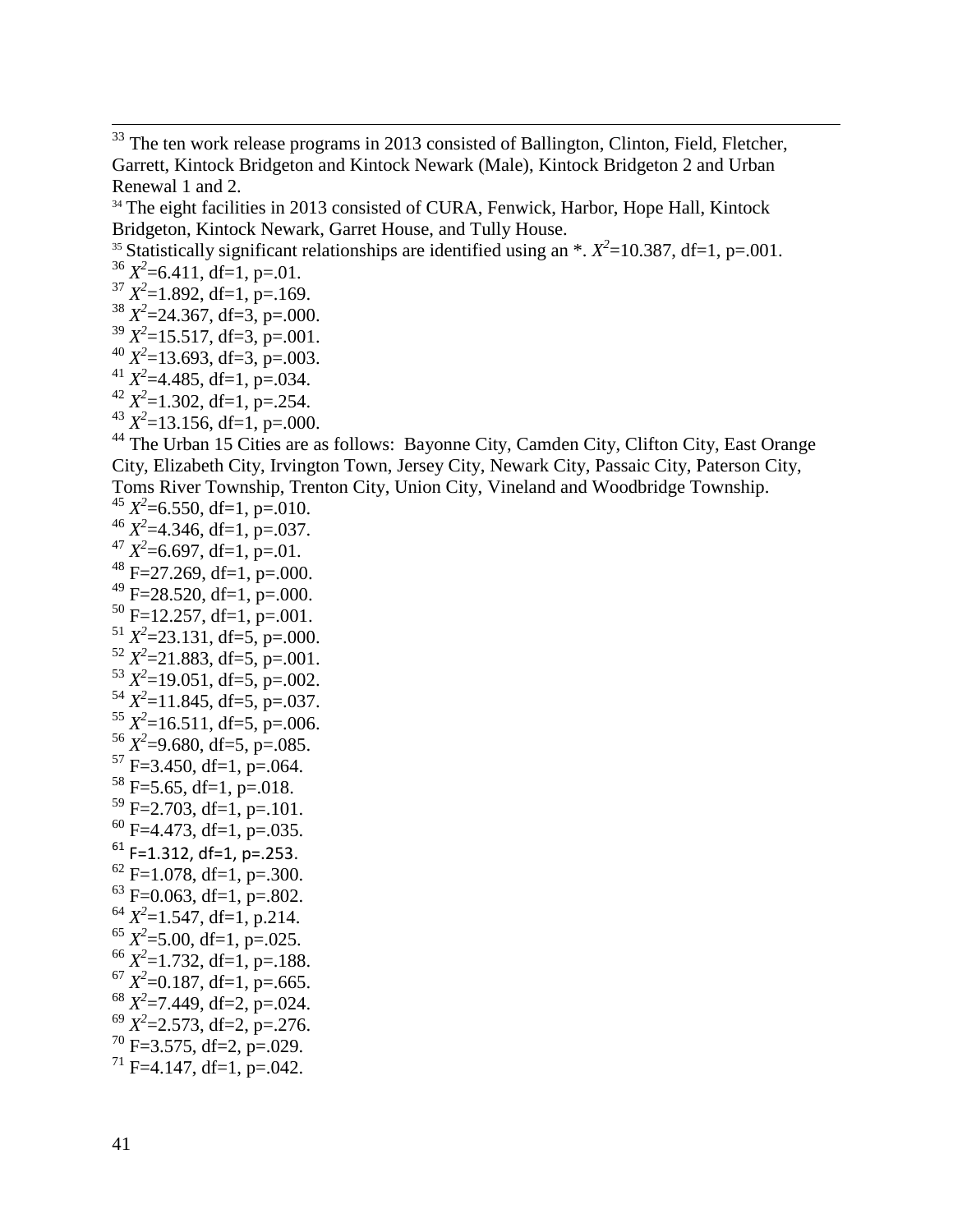[33] The ten work release programs in 2013 consisted of Ballington, Clinton, Field, Fletcher, Garrett, Kintock Bridgeton and Kintock Newark (Male), Kintock Bridgeton 2 and Urban Renewal 1 and 2.

[34] The eight facilities in 2013 consisted of CURA, Fenwick, Harbor, Hope Hall, Kintock Bridgeton, Kintock Newark, Garret House, and Tully House.

[35] Statistically significant relationships are identified using an *. $X^2$=10.387, df=1, p=.001.

[36] $X^2$=6.411, df=1, p=.01.

[37] $X^2$=1.892, df=1, p=.169.

[38] $X^2$=24.367, df=3, p=.000.

[39] $X^2$=15.517, df=3, p=.001.

[40] $X^2$=13.693, df=3, p=.003.

[41] $X^2$=4.485, df=1, p=.034.

[42] $X^2$=1.302, df=1, p=.254.

[43] $X^2$=13.156, df=1, p=.000.

[44] The Urban 15 Cities are as follows: Bayonne City, Camden City, Clifton City, East Orange City, Elizabeth City, Irvington Town, Jersey City, Newark City, Passaic City, Paterson City, Toms River Township, Trenton City, Union City, Vineland and Woodbridge Township.

[45] $X^2$=6.550, df=1, p=.010.

[46] $X^2$=4.346, df=1, p=.037.

[47] $X^2$=6.697, df=1, p=.01.

[48] F=27.269, df=1, p=.000.

[49] F=28.520, df=1, p=.000.

[50] F=12.257, df=1, p=.001.

[51] $X^2$=23.131, df=5, p=.000.

[52] $X^2$=21.883, df=5, p=.001.

[53] $X^2$=19.051, df=5, p=.002.

[54] $X^2$=11.845, df=5, p=.037.

[55] $X^2$=16.511, df=5, p=.006.

[56] $X^2$=9.680, df=5, p=.085.

[57] F=3.450, df=1, p=.064.

[58] F=5.65, df=1, p=.018.

[59] F=2.703, df=1, p=.101.

[60] F=4.473, df=1, p=.035.

[61] F=1.312, df=1, p=.253.

[62] F=1.078, df=1, p=.300.

[63] F=0.063, df=1, p=.802.

[64] $X^2$=1.547, df=1, p.214.

[65] $X^2$=5.00, df=1, p=.025.

[66] $X^2$=1.732, df=1, p=.188.

[67] $X^2$=0.187, df=1, p=.665.

[68] $X^2$=7.449, df=2, p=.024.

[69] $X^2$=2.573, df=2, p=.276.

[70] F=3.575, df=2, p=.029.

[71] F=4.147, df=1, p=.042.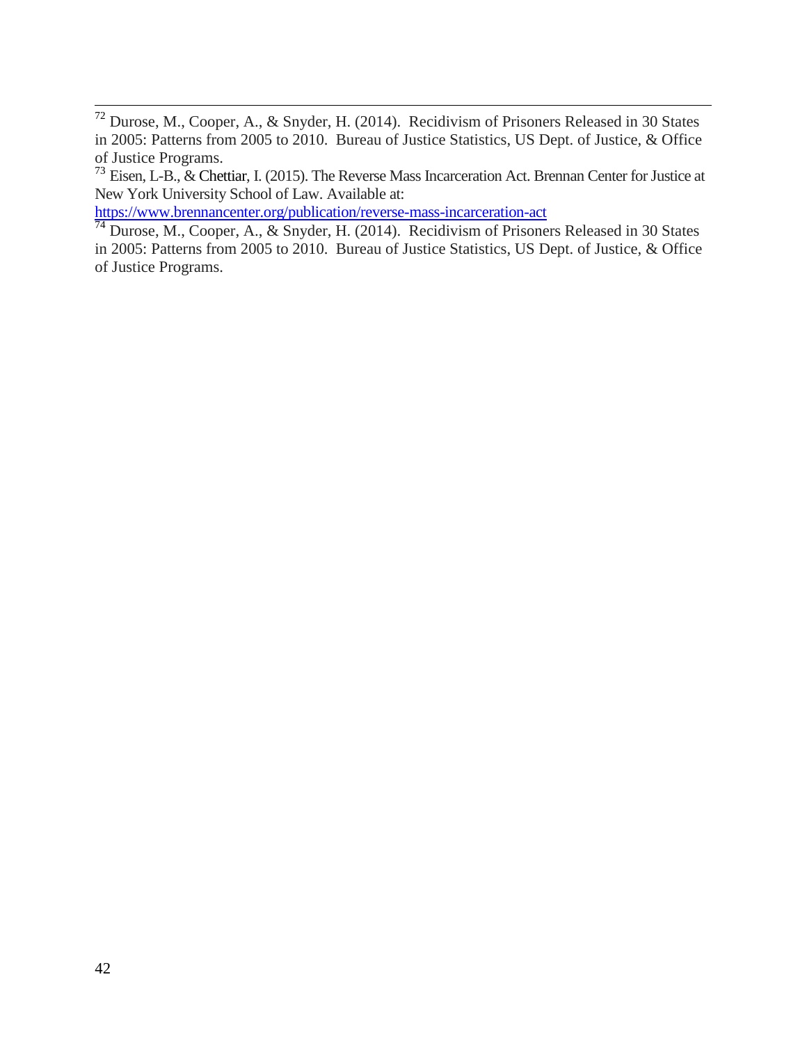[72] Durose, M., Cooper, A., & Snyder, H. (2014). Recidivism of Prisoners Released in 30 States in 2005: Patterns from 2005 to 2010. Bureau of Justice Statistics, US Dept. of Justice, & Office of Justice Programs.

[73] Eisen, L-B., & Chettiar, I. (2015). The Reverse Mass Incarceration Act. Brennan Center for Justice at New York University School of Law. Available at: https://www.brennancenter.org/publication/reverse-mass-incarceration-act

[74] Durose, M., Cooper, A., & Snyder, H. (2014). Recidivism of Prisoners Released in 30 States in 2005: Patterns from 2005 to 2010. Bureau of Justice Statistics, US Dept. of Justice, & Office of Justice Programs.